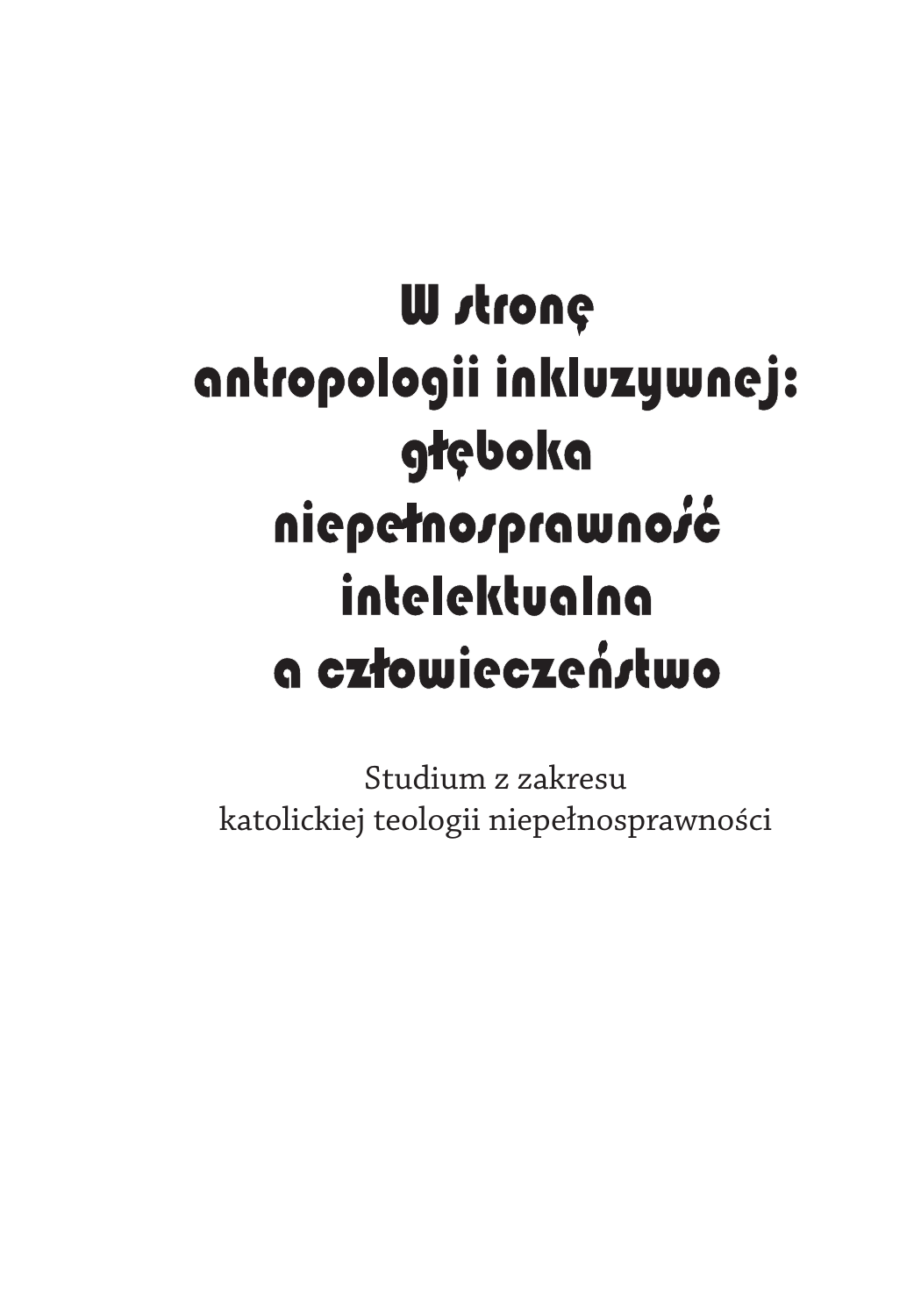# W stronę antropologii inkluzywnej: głęboka niepełnosprawność intelektualna a człowieczeństwo

Studium z zakresu
katolickiej teologii niepełnosprawności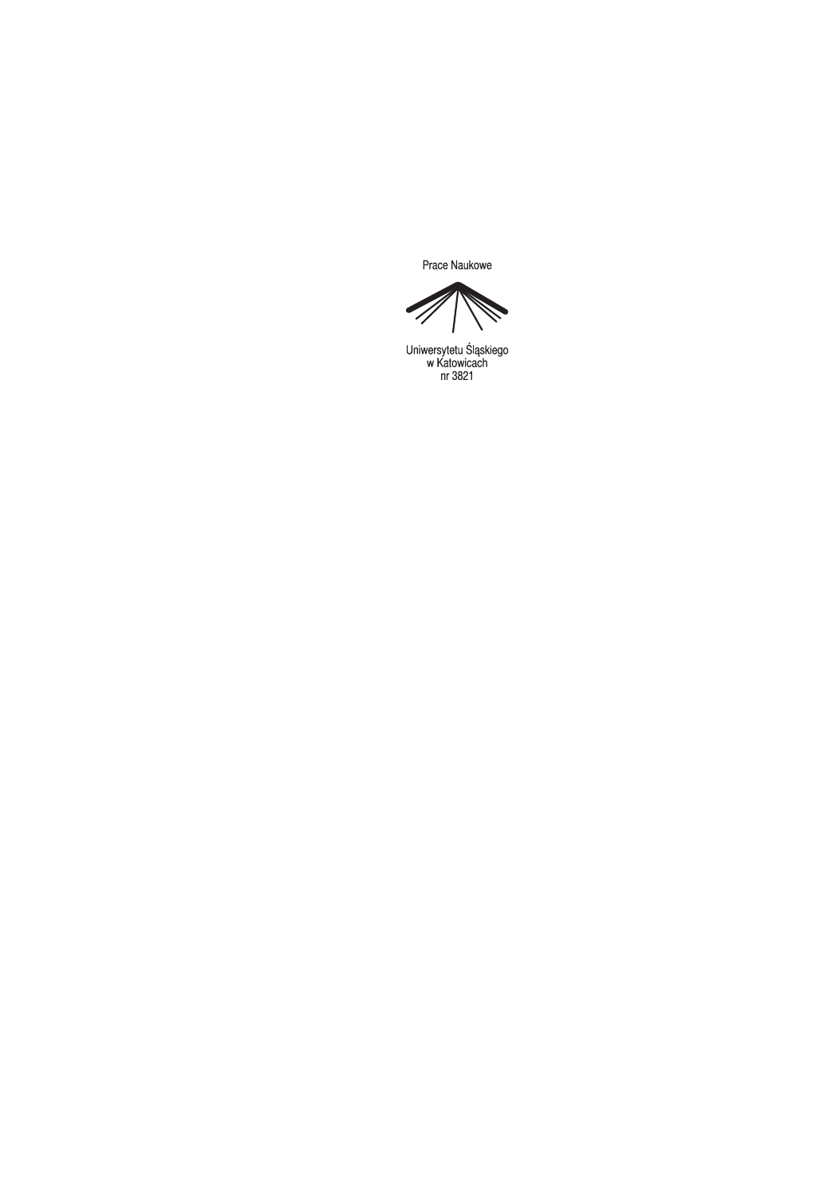Prace Naukowe

Uniwersytetu Śląskiego
w Katowicach
nr 3821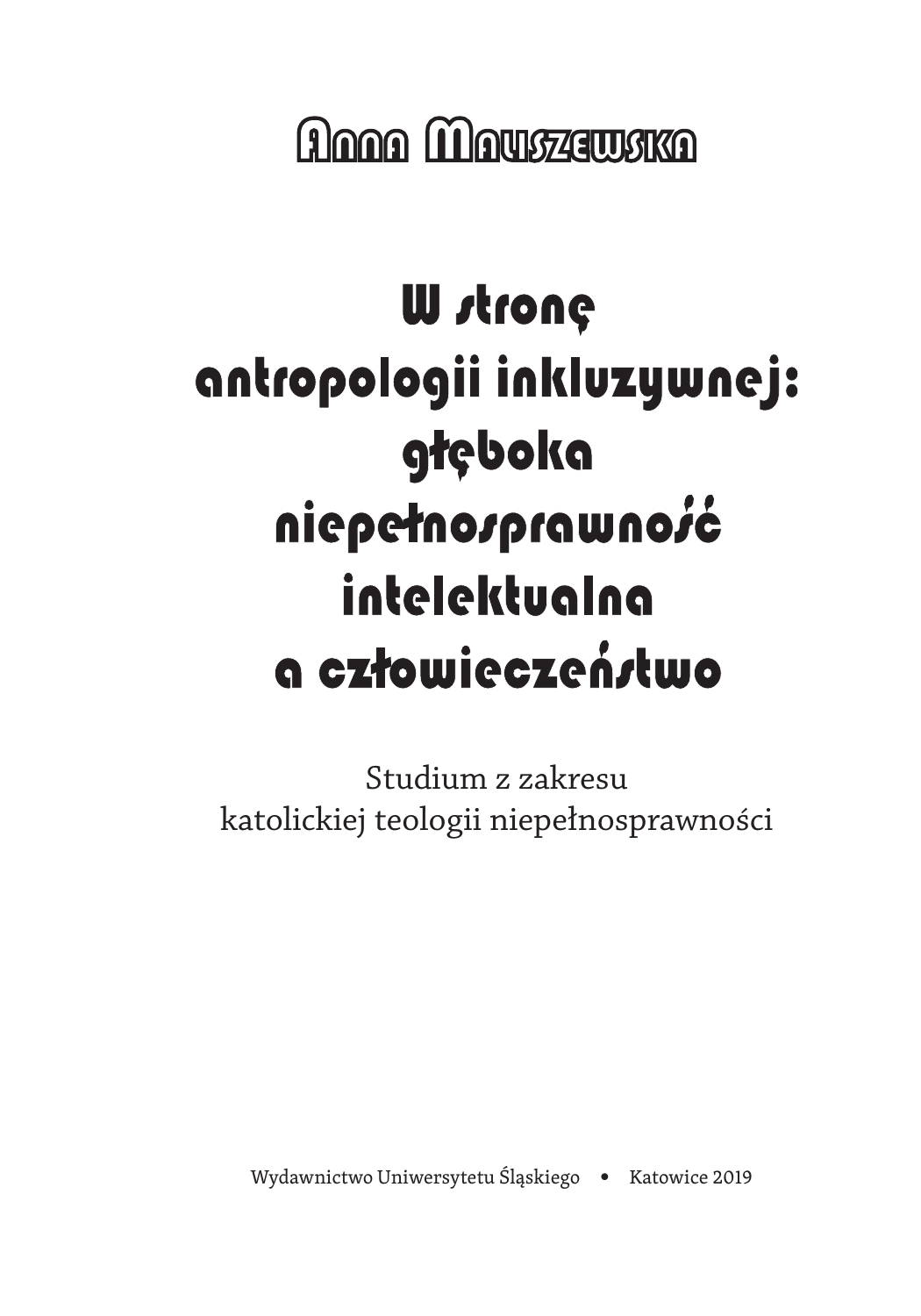Anna Maliszewska

# W stronę antropologii inkluzywnej: głęboka niepełnosprawność intelektualna a człowieczeństwo

Studium z zakresu
katolickiej teologii niepełnosprawności

Wydawnictwo Uniwersytetu Śląskiego • Katowice 2019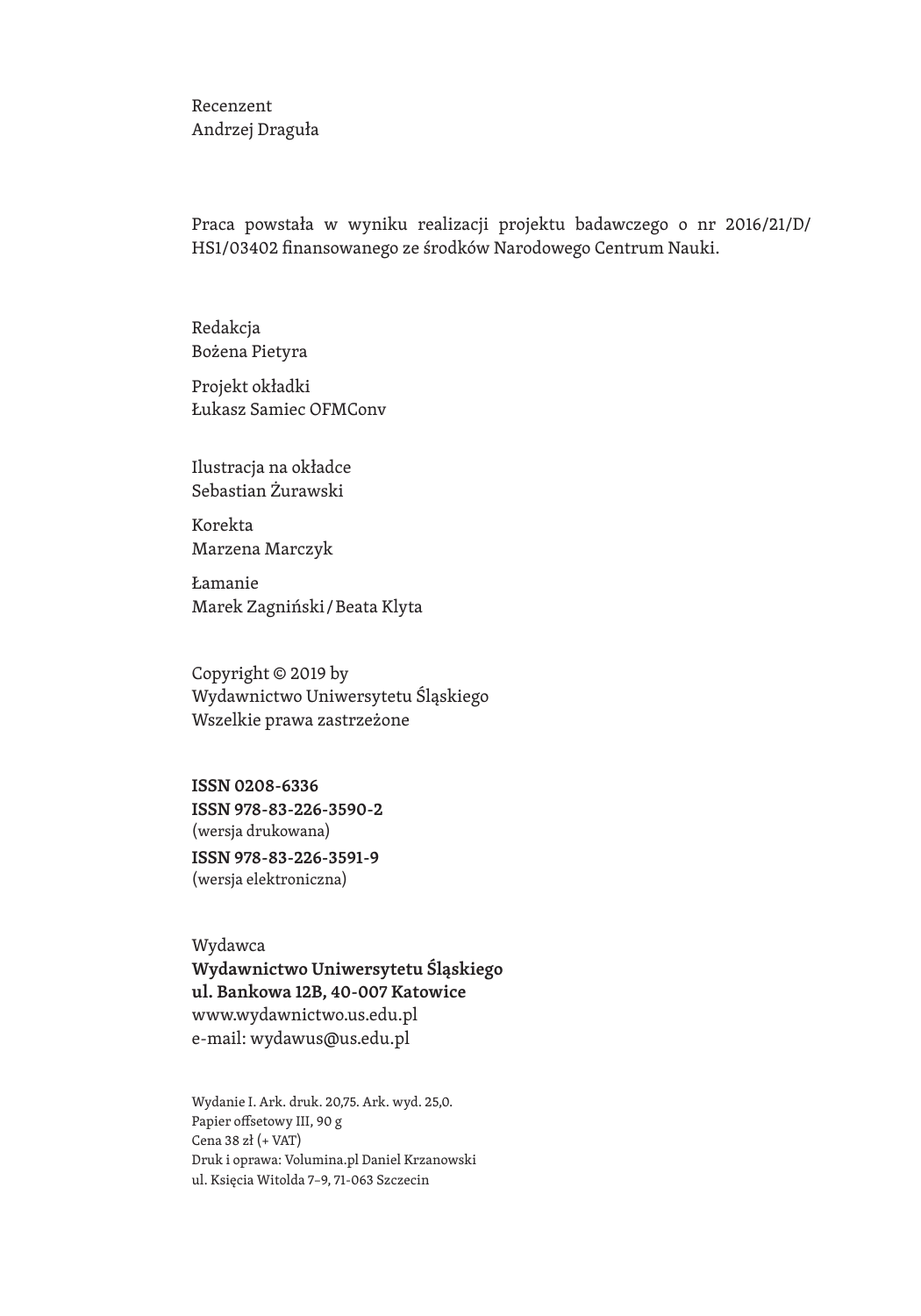Recenzent
Andrzej Draguła

Praca powstała w wyniku realizacji projektu badawczego o nr 2016/21/D/HS1/03402 finansowanego ze środków Narodowego Centrum Nauki.

Redakcja
Bożena Pietyra

Projekt okładki
Łukasz Samiec OFMConv

Ilustracja na okładce
Sebastian Żurawski

Korekta
Marzena Marczyk

Łamanie
Marek Zagniński / Beata Klyta

Copyright © 2019 by
Wydawnictwo Uniwersytetu Śląskiego
Wszelkie prawa zastrzeżone

**ISSN 0208-6336**
**ISSN 978-83-226-3590-2**
(wersja drukowana)
**ISSN 978-83-226-3591-9**
(wersja elektroniczna)

Wydawca
**Wydawnictwo Uniwersytetu Śląskiego**
**ul. Bankowa 12B, 40-007 Katowice**
www.wydawnictwo.us.edu.pl
e-mail: wydawus@us.edu.pl

Wydanie I. Ark. druk. 20,75. Ark. wyd. 25,0.
Papier offsetowy III, 90 g
Cena 38 zł (+ VAT)
Druk i oprawa: Volumina.pl Daniel Krzanowski
ul. Księcia Witolda 7–9, 71-063 Szczecin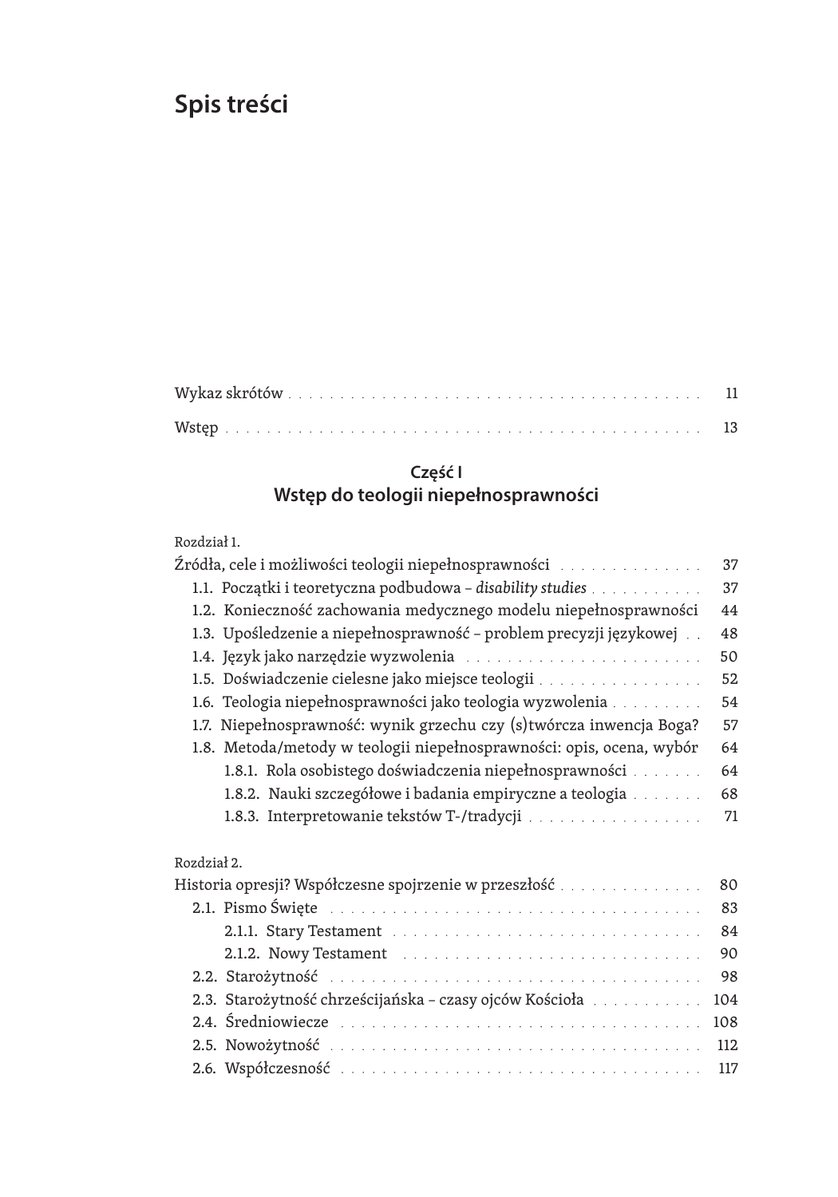# Spis treści

Wykaz skrótów 11

Wstęp 13

## Część I
## Wstęp do teologii niepełnosprawności

Rozdział 1.
Źródła, cele i możliwości teologii niepełnosprawności 37

1.1. Początki i teoretyczna podbudowa – *disability studies* 37
1.2. Konieczność zachowania medycznego modelu niepełnosprawności 44
1.3. Upośledzenie a niepełnosprawność – problem precyzji językowej 48
1.4. Język jako narzędzie wyzwolenia 50
1.5. Doświadczenie cielesne jako miejsce teologii 52
1.6. Teologia niepełnosprawności jako teologia wyzwolenia 54
1.7. Niepełnosprawność: wynik grzechu czy (s)twórcza inwencja Boga? 57
1.8. Metoda/metody w teologii niepełnosprawności: opis, ocena, wybór 64
1.8.1. Rola osobistego doświadczenia niepełnosprawności 64
1.8.2. Nauki szczegółowe i badania empiryczne a teologia 68
1.8.3. Interpretowanie tekstów T-/tradycji 71

Rozdział 2.
Historia opresji? Współczesne spojrzenie w przeszłość 80

2.1. Pismo Święte 83
2.1.1. Stary Testament 84
2.1.2. Nowy Testament 90
2.2. Starożytność 98
2.3. Starożytność chrześcijańska – czasy ojców Kościoła 104
2.4. Średniowiecze 108
2.5. Nowożytność 112
2.6. Współczesność 117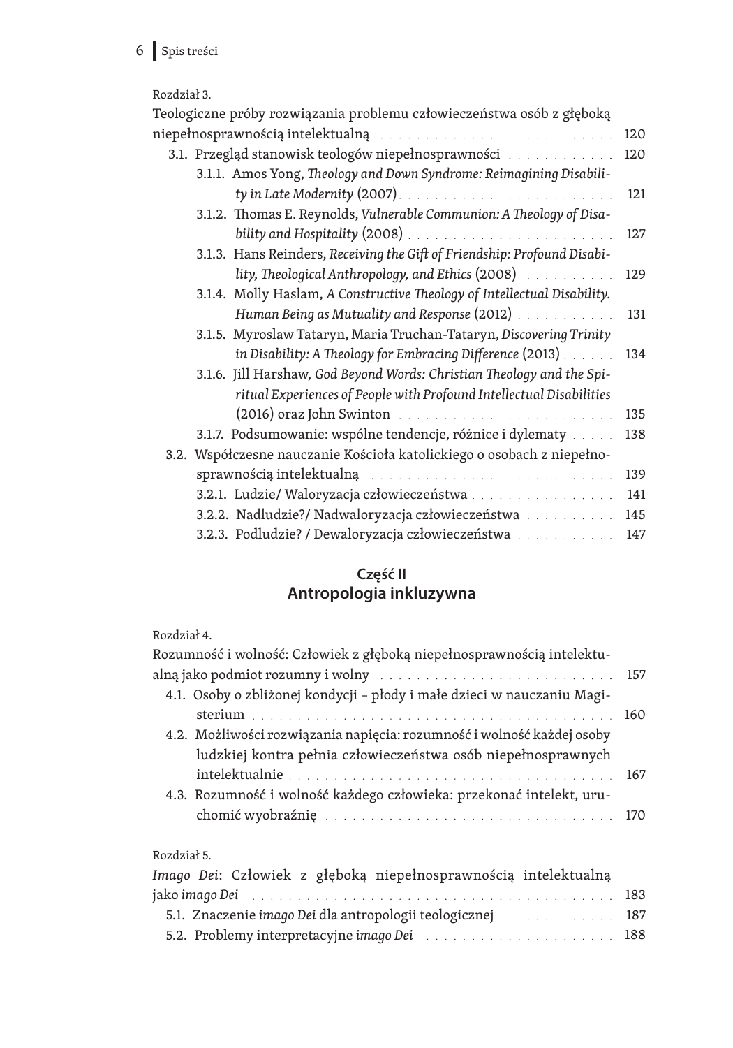Rozdział 3.
Teologiczne próby rozwiązania problemu człowieczeństwa osób z głęboką niepełnosprawnością intelektualną . . . . . . . . . . . . . . . . . . . . . . . . . . 120

3.1. Przegląd stanowisk teologów niepełnosprawności . . . . . . . . . . . . 120
   3.1.1. Amos Yong, *Theology and Down Syndrome: Reimagining Disability in Late Modernity* (2007) . . . . . . . . . . . . . . . . . . . . . . . . 121
   3.1.2. Thomas E. Reynolds, *Vulnerable Communion: A Theology of Disability and Hospitality* (2008) . . . . . . . . . . . . . . . . . . . . . . . 127
   3.1.3. Hans Reinders, *Receiving the Gift of Friendship: Profound Disability, Theological Anthropology, and Ethics* (2008) . . . . . . . . . . 129
   3.1.4. Molly Haslam, *A Constructive Theology of Intellectual Disability. Human Being as Mutuality and Response* (2012) . . . . . . . . . . . 131
   3.1.5. Myroslaw Tataryn, Maria Truchan-Tataryn, *Discovering Trinity in Disability: A Theology for Embracing Difference* (2013) . . . . . . 134
   3.1.6. Jill Harshaw, *God Beyond Words: Christian Theology and the Spiritual Experiences of People with Profound Intellectual Disabilities* (2016) oraz John Swinton . . . . . . . . . . . . . . . . . . . . . . . . 135
   3.1.7. Podsumowanie: wspólne tendencje, różnice i dylematy . . . . . 138

3.2. Współczesne nauczanie Kościoła katolickiego o osobach z niepełnosprawnością intelektualną . . . . . . . . . . . . . . . . . . . . . . . . . . 139
   3.2.1. Ludzie/ Waloryzacja człowieczeństwa . . . . . . . . . . . . . . . . 141
   3.2.2. Nadludzie?/ Nadwaloryzacja człowieczeństwa . . . . . . . . . . 145
   3.2.3. Podludzie? / Dewaloryzacja człowieczeństwa . . . . . . . . . . . 147

## Część II
## Antropologia inkluzywna

Rozdział 4.
Rozumność i wolność: Człowiek z głęboką niepełnosprawnością intelektualną jako podmiot rozumny i wolny . . . . . . . . . . . . . . . . . . . . . . . . . 157

4.1. Osoby o zbliżonej kondycji – płody i małe dzieci w nauczaniu Magisterium . . . . . . . . . . . . . . . . . . . . . . . . . . . . . . . . . . . . . . 160
4.2. Możliwości rozwiązania napięcia: rozumność i wolność każdej osoby ludzkiej kontra pełnia człowieczeństwa osób niepełnosprawnych intelektualnie . . . . . . . . . . . . . . . . . . . . . . . . . . . . . . . . . . . 167
4.3. Rozumność i wolność każdego człowieka: przekonać intelekt, uruchomić wyobraźnię . . . . . . . . . . . . . . . . . . . . . . . . . . . . . . . . 170

Rozdział 5.
*Imago Dei*: Człowiek z głęboką niepełnosprawnością intelektualną jako *imago Dei* . . . . . . . . . . . . . . . . . . . . . . . . . . . . . . . . . . . . . . 183

5.1. Znaczenie *imago Dei* dla antropologii teologicznej . . . . . . . . . . . . . 187
5.2. Problemy interpretacyjne *imago Dei* . . . . . . . . . . . . . . . . . . . . . 188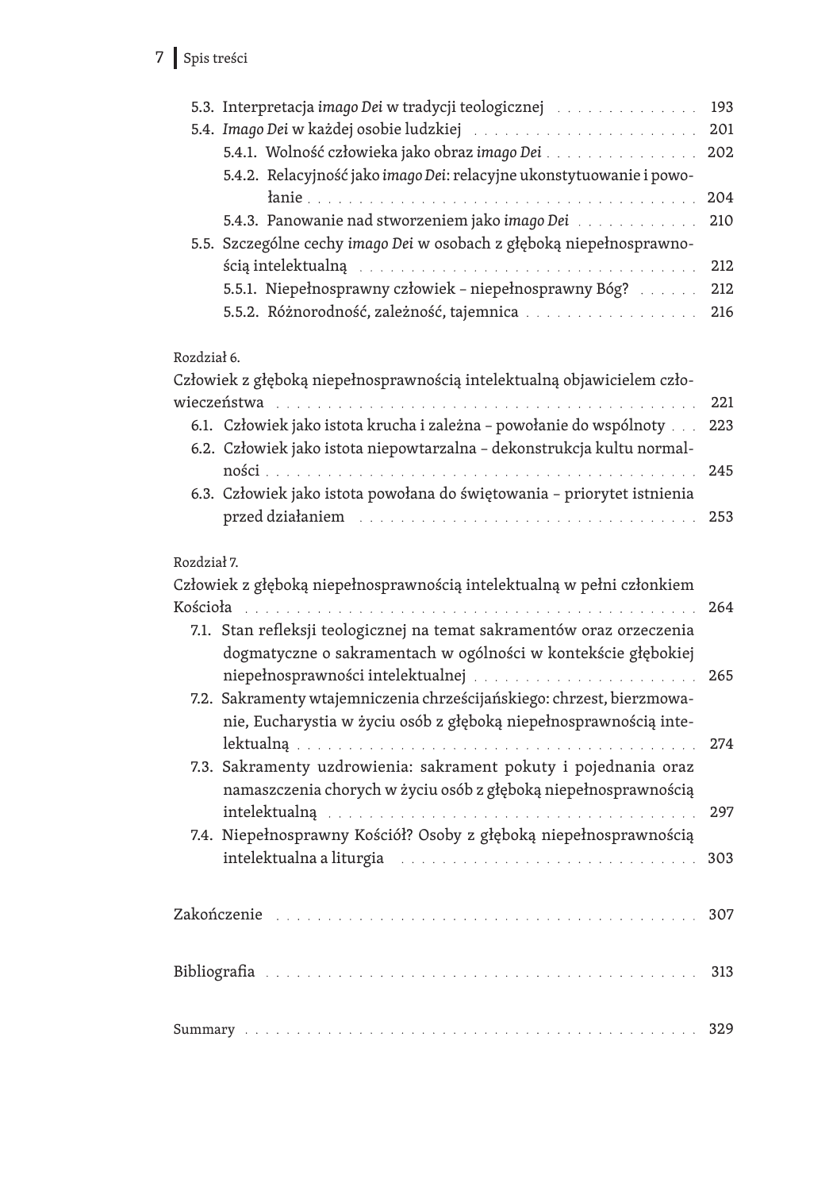5.3. Interpretacja *imago Dei* w tradycji teologicznej . . . . . . . . . . . . . . 193
5.4. *Imago Dei* w każdej osobie ludzkiej . . . . . . . . . . . . . . . . . . . . . . 201
 5.4.1. Wolność człowieka jako obraz *imago Dei* . . . . . . . . . . . . . . . 202
 5.4.2. Relacyjność jako *imago Dei*: relacyjne ukonstytuowanie i powołanie . . . . . . . . . . . . . . . . . . . . . . . . . . . . . . . . . . . . . . 204
 5.4.3. Panowanie nad stworzeniem jako *imago Dei* . . . . . . . . . . . . 210
5.5. Szczególne cechy *imago Dei* w osobach z głęboką niepełnosprawnością intelektualną . . . . . . . . . . . . . . . . . . . . . . . . . . . . . . . . . . 212
 5.5.1. Niepełnosprawny człowiek – niepełnosprawny Bóg? . . . . . . 212
 5.5.2. Różnorodność, zależność, tajemnica . . . . . . . . . . . . . . . . . . 216

Rozdział 6.
Człowiek z głęboką niepełnosprawnością intelektualną objawicielem człowieczeństwa . . . . . . . . . . . . . . . . . . . . . . . . . . . . . . . . . . . . . . . . 221
6.1. Człowiek jako istota krucha i zależna – powołanie do wspólnoty . . . 223
6.2. Człowiek jako istota niepowtarzalna – dekonstrukcja kultu normalności . . . . . . . . . . . . . . . . . . . . . . . . . . . . . . . . . . . . . . . . . . 245
6.3. Człowiek jako istota powołana do świętowania – priorytet istnienia przed działaniem . . . . . . . . . . . . . . . . . . . . . . . . . . . . . . . . . . 253

Rozdział 7.
Człowiek z głęboką niepełnosprawnością intelektualną w pełni członkiem Kościoła . . . . . . . . . . . . . . . . . . . . . . . . . . . . . . . . . . . . . . . . . 264
7.1. Stan refleksji teologicznej na temat sakramentów oraz orzeczenia dogmatyczne o sakramentach w ogólności w kontekście głębokiej niepełnosprawności intelektualnej . . . . . . . . . . . . . . . . . . . . . . . 265
7.2. Sakramenty wtajemniczenia chrześcijańskiego: chrzest, bierzmowanie, Eucharystia w życiu osób z głęboką niepełnosprawnością intelektualną . . . . . . . . . . . . . . . . . . . . . . . . . . . . . . . . . . . . . . 274
7.3. Sakramenty uzdrowienia: sakrament pokuty i pojednania oraz namaszczenia chorych w życiu osób z głęboką niepełnosprawnością intelektualną . . . . . . . . . . . . . . . . . . . . . . . . . . . . . . . . . . . . 297
7.4. Niepełnosprawny Kościół? Osoby z głęboką niepełnosprawnością intelektualna a liturgia . . . . . . . . . . . . . . . . . . . . . . . . . . . . . 303

Zakończenie . . . . . . . . . . . . . . . . . . . . . . . . . . . . . . . . . . . . . . . . 307

Bibliografia . . . . . . . . . . . . . . . . . . . . . . . . . . . . . . . . . . . . . . . . 313

Summary . . . . . . . . . . . . . . . . . . . . . . . . . . . . . . . . . . . . . . . . . 329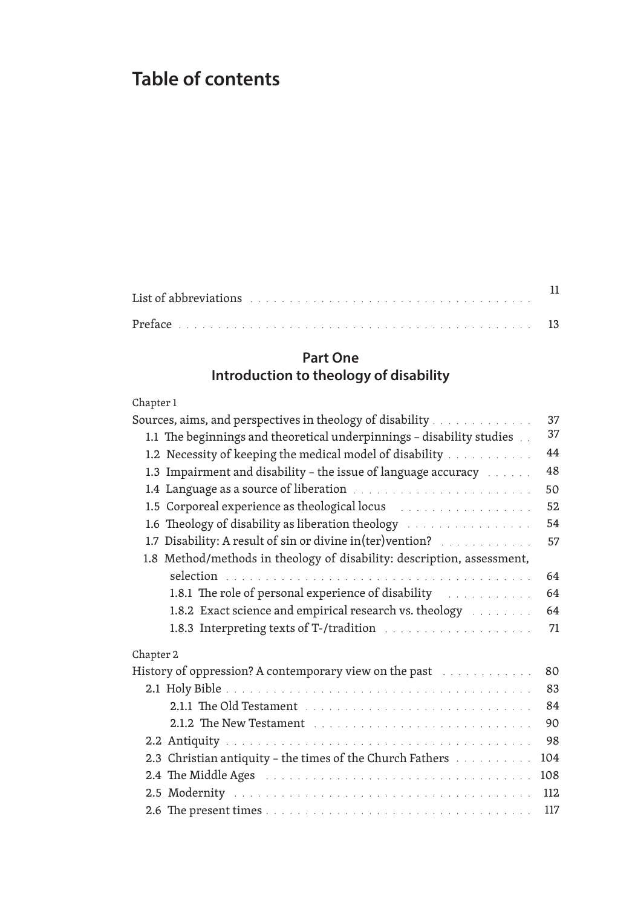# Table of contents

List of abbreviations . . . . . . . . . . . . . . . . . . . . . . . . . . . . . . . . . . 11

Preface . . . . . . . . . . . . . . . . . . . . . . . . . . . . . . . . . . . . . . . . . 13

## Part One
## Introduction to theology of disability

Chapter 1

Sources, aims, and perspectives in theology of disability . . . . . . . . . . . . . 37

- 1.1 The beginnings and theoretical underpinnings – disability studies . . 37
- 1.2 Necessity of keeping the medical model of disability . . . . . . . . . . . 44
- 1.3 Impairment and disability – the issue of language accuracy . . . . . . 48
- 1.4 Language as a source of liberation . . . . . . . . . . . . . . . . . . . . . . 50
- 1.5 Corporeal experience as theological locus . . . . . . . . . . . . . . . . . 52
- 1.6 Theology of disability as liberation theology . . . . . . . . . . . . . . . . 54
- 1.7 Disability: A result of sin or divine in(ter)vention? . . . . . . . . . . . . 57
- 1.8 Method/methods in theology of disability: description, assessment, selection . . . . . . . . . . . . . . . . . . . . . . . . . . . . . . . . . . . . . . 64
  - 1.8.1 The role of personal experience of disability . . . . . . . . . . . 64
  - 1.8.2 Exact science and empirical research vs. theology . . . . . . . . 64
  - 1.8.3 Interpreting texts of T-/tradition . . . . . . . . . . . . . . . . . . . 71

Chapter 2

History of oppression? A contemporary view on the past . . . . . . . . . . . . 80

- 2.1 Holy Bible . . . . . . . . . . . . . . . . . . . . . . . . . . . . . . . . . . . . . 83
  - 2.1.1 The Old Testament . . . . . . . . . . . . . . . . . . . . . . . . . . . 84
  - 2.1.2 The New Testament . . . . . . . . . . . . . . . . . . . . . . . . . . 90
- 2.2 Antiquity . . . . . . . . . . . . . . . . . . . . . . . . . . . . . . . . . . . . . 98
- 2.3 Christian antiquity – the times of the Church Fathers . . . . . . . . . . 104
- 2.4 The Middle Ages . . . . . . . . . . . . . . . . . . . . . . . . . . . . . . . . 108
- 2.5 Modernity . . . . . . . . . . . . . . . . . . . . . . . . . . . . . . . . . . . . 112
- 2.6 The present times . . . . . . . . . . . . . . . . . . . . . . . . . . . . . . . 117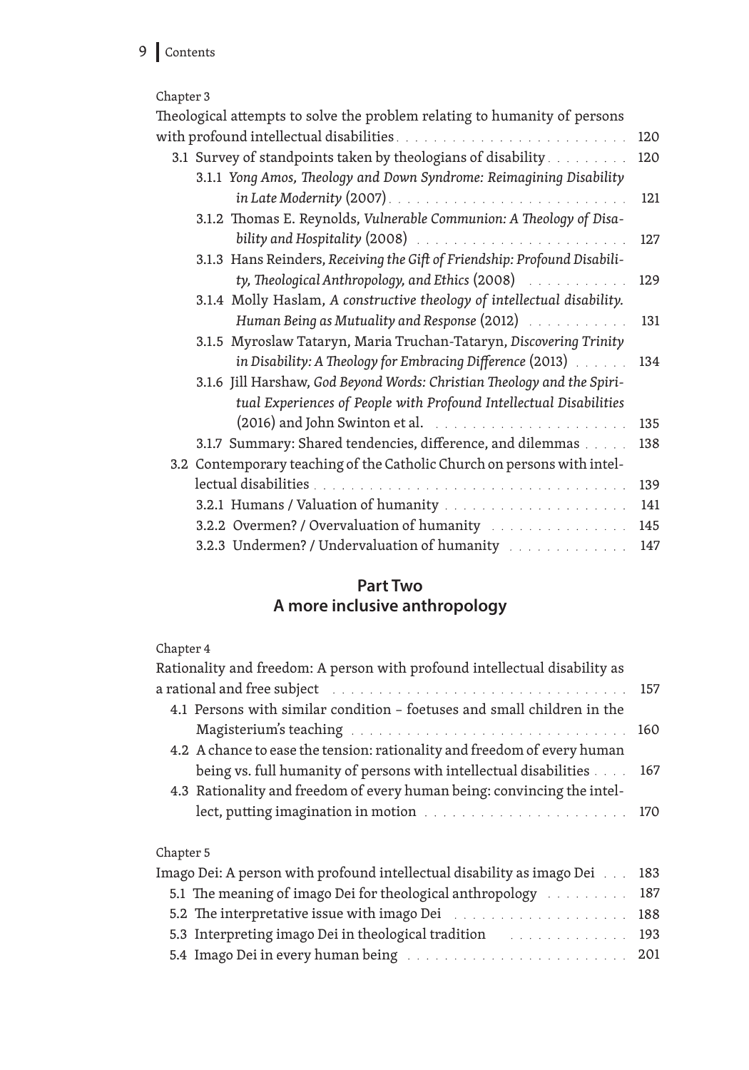Chapter 3

Theological attempts to solve the problem relating to humanity of persons with profound intellectual disabilities . . . 120

- 3.1 Survey of standpoints taken by theologians of disability . . . 120
  - 3.1.1 Yong Amos, *Theology and Down Syndrome: Reimagining Disability in Late Modernity* (2007) . . . 121
  - 3.1.2 Thomas E. Reynolds, *Vulnerable Communion: A Theology of Disability and Hospitality* (2008) . . . 127
  - 3.1.3 Hans Reinders, *Receiving the Gift of Friendship: Profound Disability, Theological Anthropology, and Ethics* (2008) . . . 129
  - 3.1.4 Molly Haslam, *A constructive theology of intellectual disability. Human Being as Mutuality and Response* (2012) . . . 131
  - 3.1.5 Myroslaw Tataryn, Maria Truchan-Tataryn, *Discovering Trinity in Disability: A Theology for Embracing Difference* (2013) . . . 134
  - 3.1.6 Jill Harshaw, *God Beyond Words: Christian Theology and the Spiritual Experiences of People with Profound Intellectual Disabilities* (2016) and John Swinton et al. . . . 135
  - 3.1.7 Summary: Shared tendencies, difference, and dilemmas . . . 138
- 3.2 Contemporary teaching of the Catholic Church on persons with intellectual disabilities . . . 139
  - 3.2.1 Humans / Valuation of humanity . . . 141
  - 3.2.2 Overmen? / Overvaluation of humanity . . . 145
  - 3.2.3 Undermen? / Undervaluation of humanity . . . 147

## Part Two
## A more inclusive anthropology

Chapter 4

Rationality and freedom: A person with profound intellectual disability as a rational and free subject . . . 157

- 4.1 Persons with similar condition – foetuses and small children in the Magisterium's teaching . . . 160
- 4.2 A chance to ease the tension: rationality and freedom of every human being vs. full humanity of persons with intellectual disabilities . . . 167
- 4.3 Rationality and freedom of every human being: convincing the intellect, putting imagination in motion . . . 170

Chapter 5

Imago Dei: A person with profound intellectual disability as imago Dei . . . 183

- 5.1 The meaning of imago Dei for theological anthropology . . . 187
- 5.2 The interpretative issue with imago Dei . . . 188
- 5.3 Interpreting imago Dei in theological tradition . . . 193
- 5.4 Imago Dei in every human being . . . 201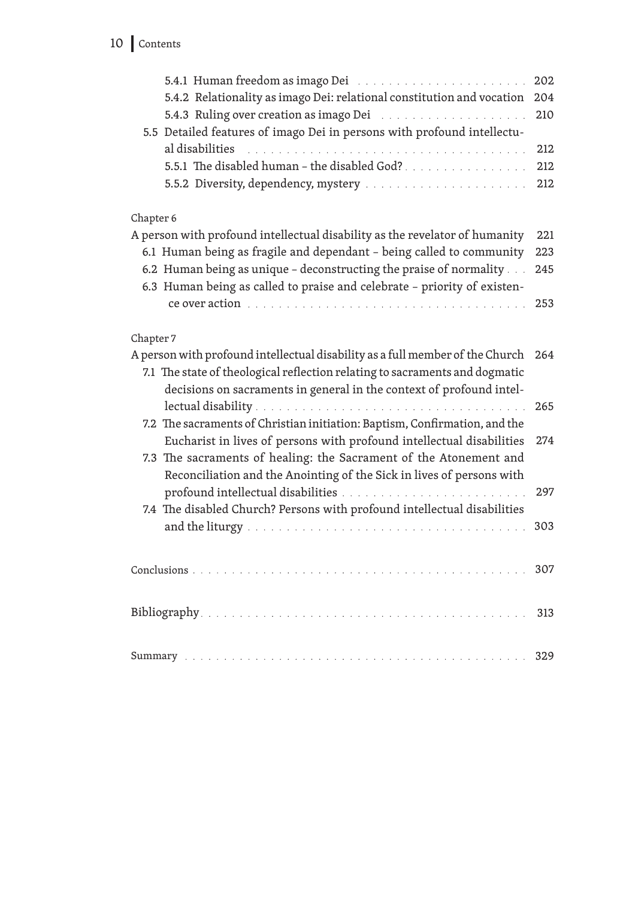5.4.1 Human freedom as imago Dei . . . . . . . . . . . . . . . . . . . . . 202
5.4.2 Relationality as imago Dei: relational constitution and vocation 204
5.4.3 Ruling over creation as imago Dei . . . . . . . . . . . . . . . . . . 210
5.5 Detailed features of imago Dei in persons with profound intellectual disabilities . . . . . . . . . . . . . . . . . . . . . . . . . . . . . . . . 212
5.5.1 The disabled human – the disabled God? . . . . . . . . . . . . . . . 212
5.5.2 Diversity, dependency, mystery . . . . . . . . . . . . . . . . . . . . 212

Chapter 6
A person with profound intellectual disability as the revelator of humanity 221
6.1 Human being as fragile and dependant – being called to community 223
6.2 Human being as unique – deconstructing the praise of normality . . . 245
6.3 Human being as called to praise and celebrate – priority of existence over action . . . . . . . . . . . . . . . . . . . . . . . . . . . . . . . . 253

Chapter 7
A person with profound intellectual disability as a full member of the Church 264
7.1 The state of theological reflection relating to sacraments and dogmatic decisions on sacraments in general in the context of profound intellectual disability . . . . . . . . . . . . . . . . . . . . . . . . . . . . . . 265
7.2 The sacraments of Christian initiation: Baptism, Confirmation, and the Eucharist in lives of persons with profound intellectual disabilities 274
7.3 The sacraments of healing: the Sacrament of the Atonement and Reconciliation and the Anointing of the Sick in lives of persons with profound intellectual disabilities . . . . . . . . . . . . . . . . . . . . . 297
7.4 The disabled Church? Persons with profound intellectual disabilities and the liturgy . . . . . . . . . . . . . . . . . . . . . . . . . . . . . . . 303

Conclusions . . . . . . . . . . . . . . . . . . . . . . . . . . . . . . . . . . 307

Bibliography . . . . . . . . . . . . . . . . . . . . . . . . . . . . . . . . . 313

Summary . . . . . . . . . . . . . . . . . . . . . . . . . . . . . . . . . . . 329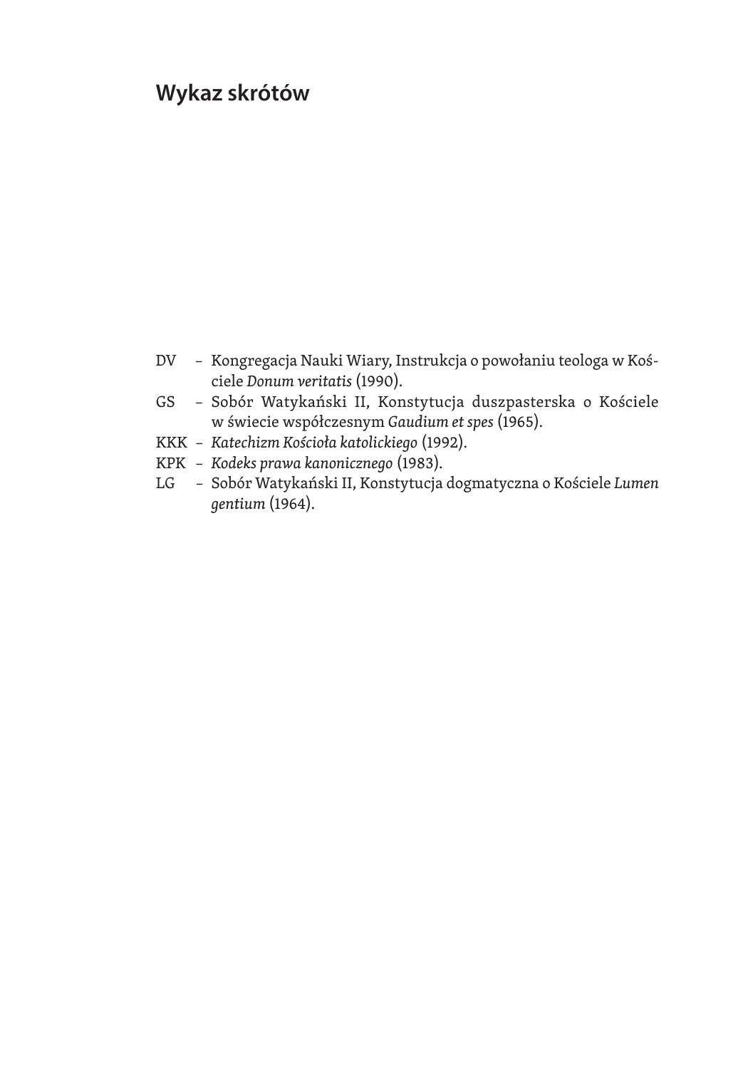# Wykaz skrótów

DV – Kongregacja Nauki Wiary, Instrukcja o powołaniu teologa w Kościele *Donum veritatis* (1990).
GS – Sobór Watykański II, Konstytucja duszpasterska o Kościele w świecie współczesnym *Gaudium et spes* (1965).
KKK – *Katechizm Kościoła katolickiego* (1992).
KPK – *Kodeks prawa kanonicznego* (1983).
LG – Sobór Watykański II, Konstytucja dogmatyczna o Kościele *Lumen gentium* (1964).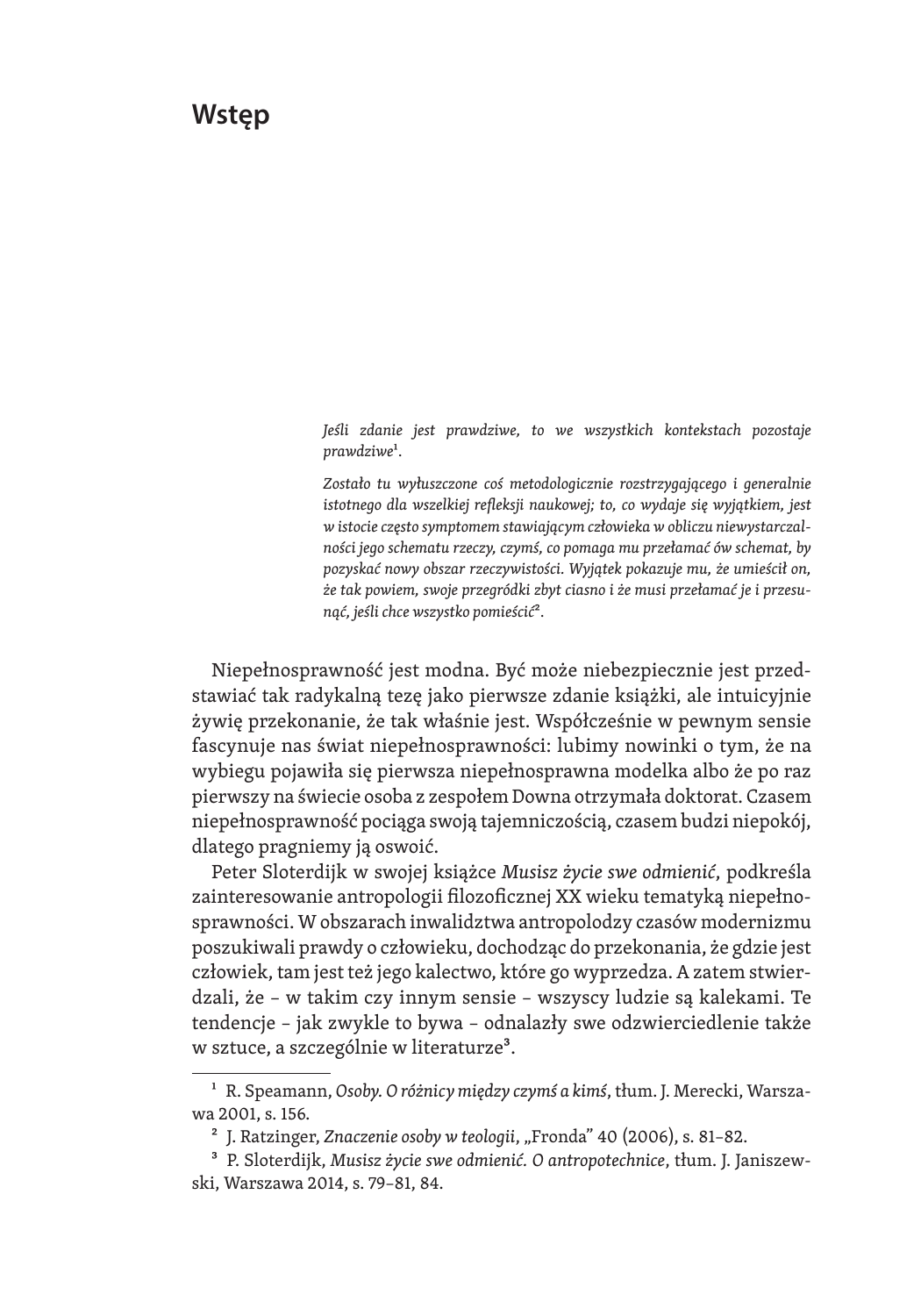# Wstęp

*Jeśli zdanie jest prawdziwe, to we wszystkich kontekstach pozostaje prawdziwe*[1].

*Zostało tu wyłuszczone coś metodologicznie rozstrzygającego i generalnie istotnego dla wszelkiej refleksji naukowej; to, co wydaje się wyjątkiem, jest w istocie często symptomem stawiającym człowieka w obliczu niewystarczalności jego schematu rzeczy, czymś, co pomaga mu przełamać ów schemat, by pozyskać nowy obszar rzeczywistości. Wyjątek pokazuje mu, że umieścił on, że tak powiem, swoje przegródki zbyt ciasno i że musi przełamać je i przesunąć, jeśli chce wszystko pomieścić*[2].

Niepełnosprawność jest modna. Być może niebezpiecznie jest przedstawiać tak radykalną tezę jako pierwsze zdanie książki, ale intuicyjnie żywię przekonanie, że tak właśnie jest. Współcześnie w pewnym sensie fascynuje nas świat niepełnosprawności: lubimy nowinki o tym, że na wybiegu pojawiła się pierwsza niepełnosprawna modelka albo że po raz pierwszy na świecie osoba z zespołem Downa otrzymała doktorat. Czasem niepełnosprawność pociąga swoją tajemniczością, czasem budzi niepokój, dlatego pragniemy ją oswoić.

Peter Sloterdijk w swojej książce *Musisz życie swe odmienić*, podkreśla zainteresowanie antropologii filozoficznej XX wieku tematyką niepełnosprawności. W obszarach inwalidztwa antropolodzy czasów modernizmu poszukiwali prawdy o człowieku, dochodząc do przekonania, że gdzie jest człowiek, tam jest też jego kalectwo, które go wyprzedza. A zatem stwierdzali, że – w takim czy innym sensie – wszyscy ludzie są kalekami. Te tendencje – jak zwykle to bywa – odnalazły swe odzwierciedlenie także w sztuce, a szczególnie w literaturze[3].

---

[1] R. Speamann, *Osoby. O różnicy między czymś a kimś*, tłum. J. Merecki, Warszawa 2001, s. 156.

[2] J. Ratzinger, *Znaczenie osoby w teologii*, „Fronda" 40 (2006), s. 81–82.

[3] P. Sloterdijk, *Musisz życie swe odmienić. O antropotechnice*, tłum. J. Janiszewski, Warszawa 2014, s. 79–81, 84.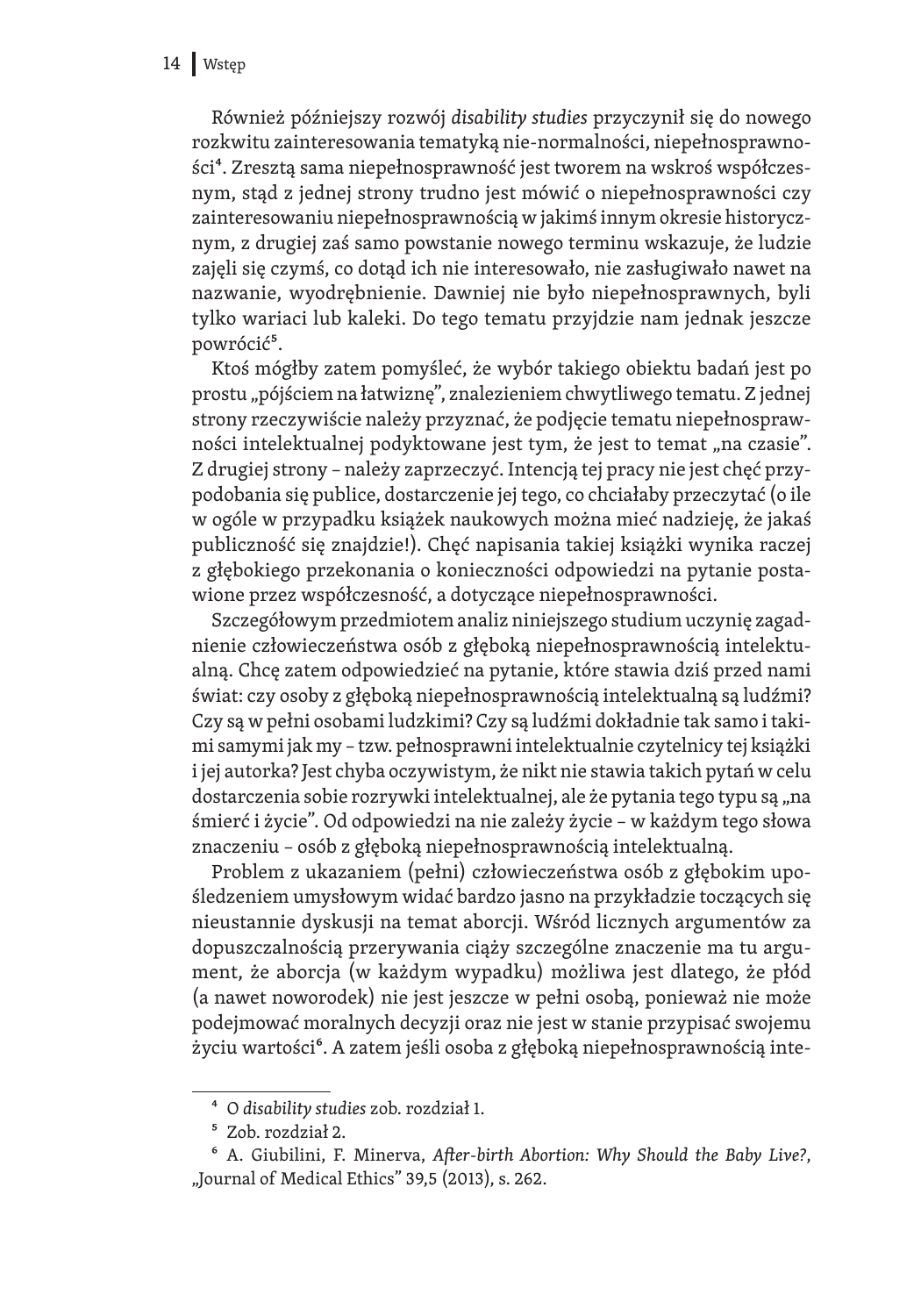Również późniejszy rozwój *disability studies* przyczynił się do nowego rozkwitu zainteresowania tematyką nie-normalności, niepełnosprawności[4]. Zresztą sama niepełnosprawność jest tworem na wskroś współczesnym, stąd z jednej strony trudno jest mówić o niepełnosprawności czy zainteresowaniu niepełnosprawnością w jakimś innym okresie historycznym, z drugiej zaś samo powstanie nowego terminu wskazuje, że ludzie zajęli się czymś, co dotąd ich nie interesowało, nie zasługiwało nawet na nazwanie, wyodrębnienie. Dawniej nie było niepełnosprawnych, byli tylko wariaci lub kaleki. Do tego tematu przyjdzie nam jednak jeszcze powrócić[5].

Ktoś mógłby zatem pomyśleć, że wybór takiego obiektu badań jest po prostu „pójściem na łatwiznę", znalezieniem chwytliwego tematu. Z jednej strony rzeczywiście należy przyznać, że podjęcie tematu niepełnosprawności intelektualnej podyktowane jest tym, że jest to temat „na czasie". Z drugiej strony – należy zaprzeczyć. Intencją tej pracy nie jest chęć przypodobania się publice, dostarczenie jej tego, co chciałaby przeczytać (o ile w ogóle w przypadku książek naukowych można mieć nadzieję, że jakaś publiczność się znajdzie!). Chęć napisania takiej książki wynika raczej z głębokiego przekonania o konieczności odpowiedzi na pytanie postawione przez współczesność, a dotyczące niepełnosprawności.

Szczegółowym przedmiotem analiz niniejszego studium uczynię zagadnienie człowieczeństwa osób z głęboką niepełnosprawnością intelektualną. Chcę zatem odpowiedzieć na pytanie, które stawia dziś przed nami świat: czy osoby z głęboką niepełnosprawnością intelektualną są ludźmi? Czy są w pełni osobami ludzkimi? Czy są ludźmi dokładnie tak samo i takimi samymi jak my – tzw. pełnosprawni intelektualnie czytelnicy tej książki i jej autorka? Jest chyba oczywistym, że nikt nie stawia takich pytań w celu dostarczenia sobie rozrywki intelektualnej, ale że pytania tego typu są „na śmierć i życie". Od odpowiedzi na nie zależy życie – w każdym tego słowa znaczeniu – osób z głęboką niepełnosprawnością intelektualną.

Problem z ukazaniem (pełni) człowieczeństwa osób z głębokim upośledzeniem umysłowym widać bardzo jasno na przykładzie toczących się nieustannie dyskusji na temat aborcji. Wśród licznych argumentów za dopuszczalnością przerywania ciąży szczególne znaczenie ma tu argument, że aborcja (w każdym wypadku) możliwa jest dlatego, że płód (a nawet noworodek) nie jest jeszcze w pełni osobą, ponieważ nie może podejmować moralnych decyzji oraz nie jest w stanie przypisać swojemu życiu wartości[6]. A zatem jeśli osoba z głęboką niepełnosprawnością inte-

---

[4] O *disability studies* zob. rozdział 1.

[5] Zob. rozdział 2.

[6] A. Giubilini, F. Minerva, *After-birth Abortion: Why Should the Baby Live?*, „Journal of Medical Ethics" 39,5 (2013), s. 262.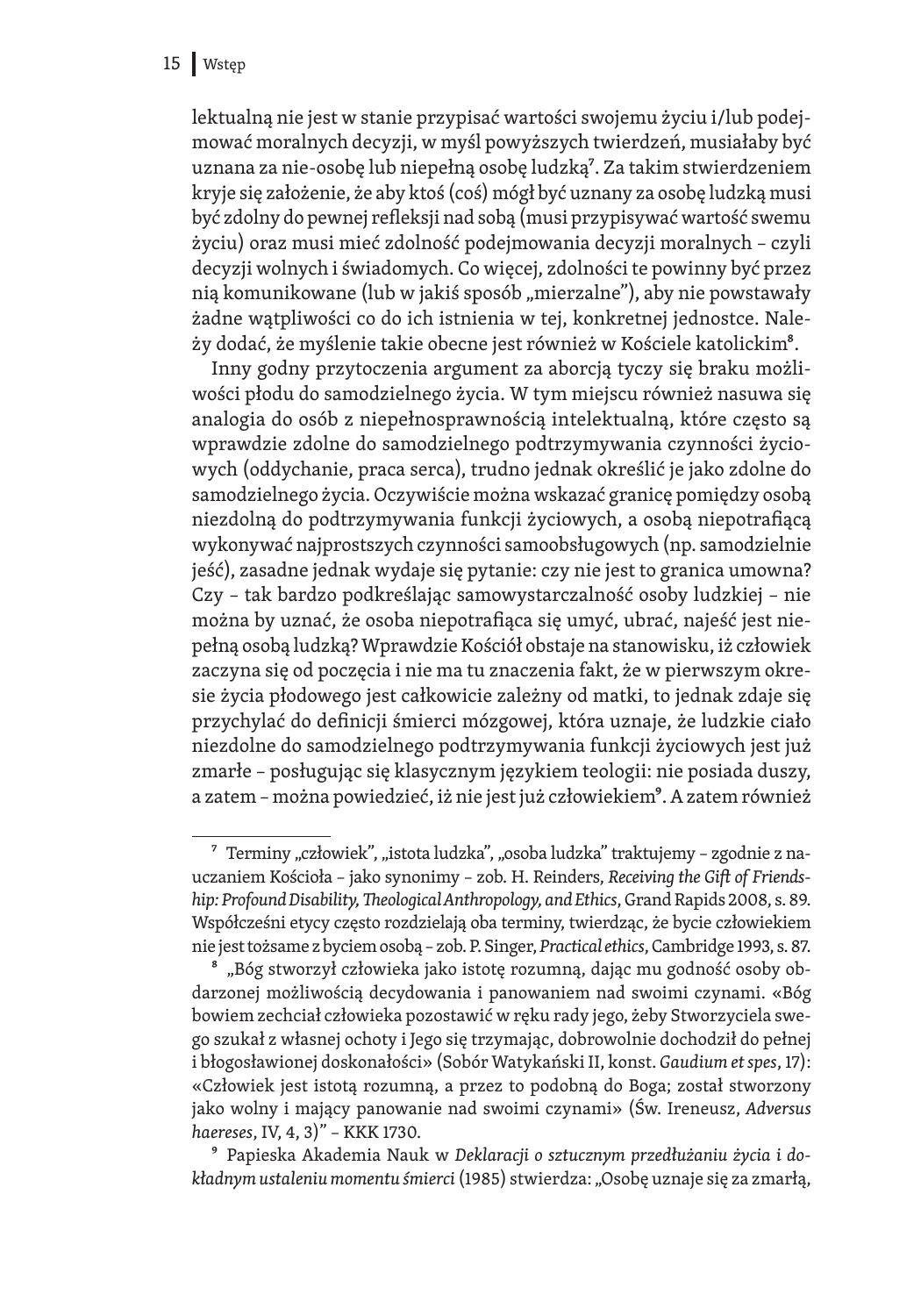lektualną nie jest w stanie przypisać wartości swojemu życiu i/lub podejmować moralnych decyzji, w myśl powyższych twierdzeń, musiałaby być uznana za nie-osobę lub niepełną osobę ludzką[7]. Za takim stwierdzeniem kryje się założenie, że aby ktoś (coś) mógł być uznany za osobę ludzką musi być zdolny do pewnej refleksji nad sobą (musi przypisywać wartość swemu życiu) oraz musi mieć zdolność podejmowania decyzji moralnych – czyli decyzji wolnych i świadomych. Co więcej, zdolności te powinny być przez nią komunikowane (lub w jakiś sposób „mierzalne"), aby nie powstawały żadne wątpliwości co do ich istnienia w tej, konkretnej jednostce. Należy dodać, że myślenie takie obecne jest również w Kościele katolickim[8].

Inny godny przytoczenia argument za aborcją tyczy się braku możliwości płodu do samodzielnego życia. W tym miejscu również nasuwa się analogia do osób z niepełnosprawnością intelektualną, które często są wprawdzie zdolne do samodzielnego podtrzymywania czynności życiowych (oddychanie, praca serca), trudno jednak określić je jako zdolne do samodzielnego życia. Oczywiście można wskazać granicę pomiędzy osobą niezdolną do podtrzymywania funkcji życiowych, a osobą niepotrafiącą wykonywać najprostszych czynności samoobsługowych (np. samodzielnie jeść), zasadne jednak wydaje się pytanie: czy nie jest to granica umowna? Czy – tak bardzo podkreślając samowystarczalność osoby ludzkiej – nie można by uznać, że osoba niepotrafiąca się umyć, ubrać, najeść jest niepełną osobą ludzką? Wprawdzie Kościół obstaje na stanowisku, iż człowiek zaczyna się od poczęcia i nie ma tu znaczenia fakt, że w pierwszym okresie życia płodowego jest całkowicie zależny od matki, to jednak zdaje się przychylać do definicji śmierci mózgowej, która uznaje, że ludzkie ciało niezdolne do samodzielnego podtrzymywania funkcji życiowych jest już zmarłe – posługując się klasycznym językiem teologii: nie posiada duszy, a zatem – można powiedzieć, iż nie jest już człowiekiem[9]. A zatem również

[7] Terminy „człowiek", „istota ludzka", „osoba ludzka" traktujemy – zgodnie z nauczaniem Kościoła – jako synonimy – zob. H. Reinders, *Receiving the Gift of Friendship: Profound Disability, Theological Anthropology, and Ethics*, Grand Rapids 2008, s. 89. Współcześni etycy często rozdzielają oba terminy, twierdząc, że bycie człowiekiem nie jest tożsame z byciem osobą – zob. P. Singer, *Practical ethics*, Cambridge 1993, s. 87.

[8] „Bóg stworzył człowieka jako istotę rozumną, dając mu godność osoby obdarzonej możliwością decydowania i panowaniem nad swoimi czynami. «Bóg bowiem zechciał człowieka pozostawić w ręku rady jego, żeby Stworzyciela swego szukał z własnej ochoty i Jego się trzymając, dobrowolnie dochodził do pełnej i błogosławionej doskonałości» (Sobór Watykański II, konst. *Gaudium et spes*, 17): «Człowiek jest istotą rozumną, a przez to podobną do Boga; został stworzony jako wolny i mający panowanie nad swoimi czynami» (Św. Ireneusz, *Adversus haereses*, IV, 4, 3)" – KKK 1730.

[9] Papieska Akademia Nauk w *Deklaracji o sztucznym przedłużaniu życia i dokładnym ustaleniu momentu śmierci* (1985) stwierdza: „Osobę uznaje się za zmarłą,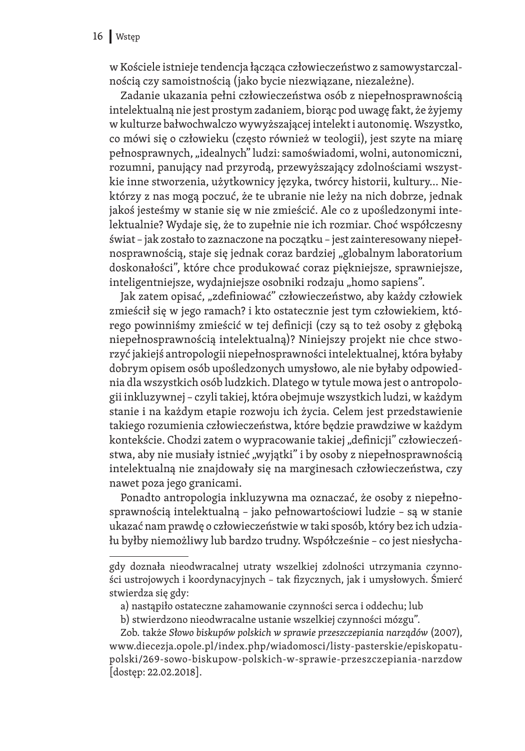w Kościele istnieje tendencja łącząca człowieczeństwo z samowystarczalnością czy samoistnością (jako bycie niezwiązane, niezależne).

Zadanie ukazania pełni człowieczeństwa osób z niepełnosprawnością intelektualną nie jest prostym zadaniem, biorąc pod uwagę fakt, że żyjemy w kulturze bałwochwalczo wywyższającej intelekt i autonomię. Wszystko, co mówi się o człowieku (często również w teologii), jest szyte na miarę pełnosprawnych, „idealnych" ludzi: samoświadomi, wolni, autonomiczni, rozumni, panujący nad przyrodą, przewyższający zdolnościami wszystkie inne stworzenia, użytkownicy języka, twórcy historii, kultury… Niektórzy z nas mogą poczuć, że te ubranie nie leży na nich dobrze, jednak jakoś jesteśmy w stanie się w nie zmieścić. Ale co z upośledzonymi intelektualnie? Wydaje się, że to zupełnie nie ich rozmiar. Choć współczesny świat – jak zostało to zaznaczone na początku – jest zainteresowany niepełnosprawnością, staje się jednak coraz bardziej „globalnym laboratorium doskonałości", które chce produkować coraz piękniejsze, sprawniejsze, inteligentniejsze, wydajniejsze osobniki rodzaju „homo sapiens".

Jak zatem opisać, „zdefiniować" człowieczeństwo, aby każdy człowiek zmieścił się w jego ramach? i kto ostatecznie jest tym człowiekiem, którego powinniśmy zmieścić w tej definicji (czy są to też osoby z głęboką niepełnosprawnością intelektualną)? Niniejszy projekt nie chce stworzyć jakiejś antropologii niepełnosprawności intelektualnej, która byłaby dobrym opisem osób upośledzonych umysłowo, ale nie byłaby odpowiednia dla wszystkich osób ludzkich. Dlatego w tytule mowa jest o antropologii inkluzywnej – czyli takiej, która obejmuje wszystkich ludzi, w każdym stanie i na każdym etapie rozwoju ich życia. Celem jest przedstawienie takiego rozumienia człowieczeństwa, które będzie prawdziwe w każdym kontekście. Chodzi zatem o wypracowanie takiej „definicji" człowieczeństwa, aby nie musiały istnieć „wyjątki" i by osoby z niepełnosprawnością intelektualną nie znajdowały się na marginesach człowieczeństwa, czy nawet poza jego granicami.

Ponadto antropologia inkluzywna ma oznaczać, że osoby z niepełnosprawnością intelektualną – jako pełnowartościowi ludzie – są w stanie ukazać nam prawdę o człowieczeństwie w taki sposób, który bez ich udziału byłby niemożliwy lub bardzo trudny. Współcześnie – co jest niesłycha-

---

gdy doznała nieodwracalnej utraty wszelkiej zdolności utrzymania czynności ustrojowych i koordynacyjnych – tak fizycznych, jak i umysłowych. Śmierć stwierdza się gdy:

a) nastąpiło ostateczne zahamowanie czynności serca i oddechu; lub

b) stwierdzono nieodwracalne ustanie wszelkiej czynności mózgu".

Zob. także *Słowo biskupów polskich w sprawie przeszczepiania narządów* (2007), www.diecezja.opole.pl/index.php/wiadomosci/listy-pasterskie/episkopatu-polski/269-sowo-biskupow-polskich-w-sprawie-przeszczepiania-narzdow [dostęp: 22.02.2018].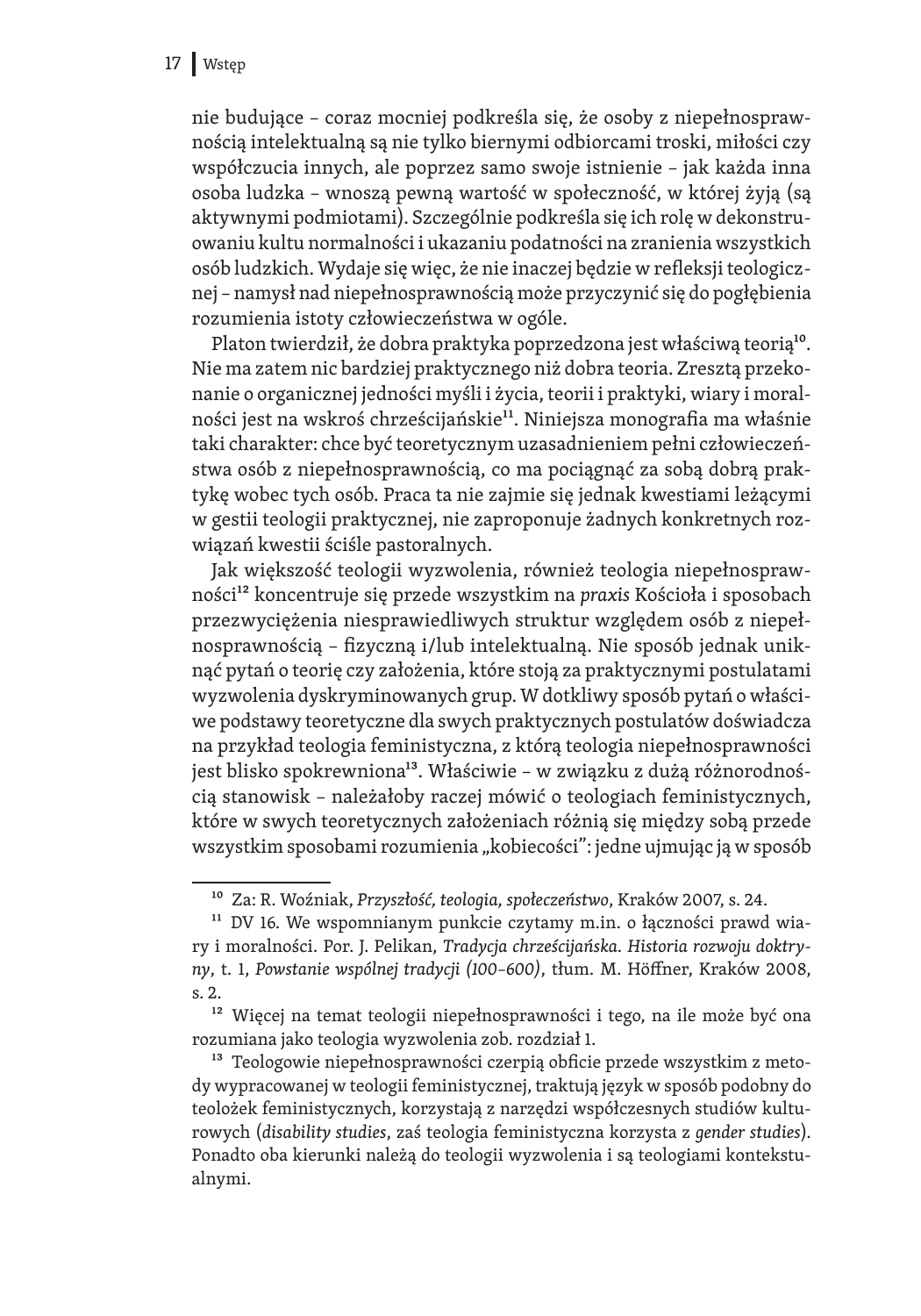nie budujące – coraz mocniej podkreśla się, że osoby z niepełnosprawnością intelektualną są nie tylko biernymi odbiorcami troski, miłości czy współczucia innych, ale poprzez samo swoje istnienie – jak każda inna osoba ludzka – wnoszą pewną wartość w społeczność, w której żyją (są aktywnymi podmiotami). Szczególnie podkreśla się ich rolę w dekonstruowaniu kultu normalności i ukazaniu podatności na zranienia wszystkich osób ludzkich. Wydaje się więc, że nie inaczej będzie w refleksji teologicznej – namysł nad niepełnosprawnością może przyczynić się do pogłębienia rozumienia istoty człowieczeństwa w ogóle.

Platon twierdził, że dobra praktyka poprzedzona jest właściwą teorią[10]. Nie ma zatem nic bardziej praktycznego niż dobra teoria. Zresztą przekonanie o organicznej jedności myśli i życia, teorii i praktyki, wiary i moralności jest na wskroś chrześcijańskie[11]. Niniejsza monografia ma właśnie taki charakter: chce być teoretycznym uzasadnieniem pełni człowieczeństwa osób z niepełnosprawnością, co ma pociągnąć za sobą dobrą praktykę wobec tych osób. Praca ta nie zajmie się jednak kwestiami leżącymi w gestii teologii praktycznej, nie zaproponuje żadnych konkretnych rozwiązań kwestii ściśle pastoralnych.

Jak większość teologii wyzwolenia, również teologia niepełnosprawności[12] koncentruje się przede wszystkim na *praxis* Kościoła i sposobach przezwyciężenia niesprawiedliwych struktur względem osób z niepełnosprawnością – fizyczną i/lub intelektualną. Nie sposób jednak uniknąć pytań o teorię czy założenia, które stoją za praktycznymi postulatami wyzwolenia dyskryminowanych grup. W dotkliwy sposób pytań o właściwe podstawy teoretyczne dla swych praktycznych postulatów doświadcza na przykład teologia feministyczna, z którą teologia niepełnosprawności jest blisko spokrewniona[13]. Właściwie – w związku z dużą różnorodnością stanowisk – należałoby raczej mówić o teologiach feministycznych, które w swych teoretycznych założeniach różnią się między sobą przede wszystkim sposobami rozumienia „kobiecości": jedne ujmując ją w sposób

---

[10] Za: R. Woźniak, *Przyszłość, teologia, społeczeństwo*, Kraków 2007, s. 24.

[11] DV 16. We wspomnianym punkcie czytamy m.in. o łączności prawd wiary i moralności. Por. J. Pelikan, *Tradycja chrześcijańska. Historia rozwoju doktryny*, t. 1, *Powstanie wspólnej tradycji (100–600)*, tłum. M. Höffner, Kraków 2008, s. 2.

[12] Więcej na temat teologii niepełnosprawności i tego, na ile może być ona rozumiana jako teologia wyzwolenia zob. rozdział 1.

[13] Teologowie niepełnosprawności czerpią obficie przede wszystkim z metody wypracowanej w teologii feministycznej, traktują język w sposób podobny do teolożek feministycznych, korzystają z narzędzi współczesnych studiów kulturowych (*disability studies*, zaś teologia feministyczna korzysta z *gender studies*). Ponadto oba kierunki należą do teologii wyzwolenia i są teologiami kontekstualnymi.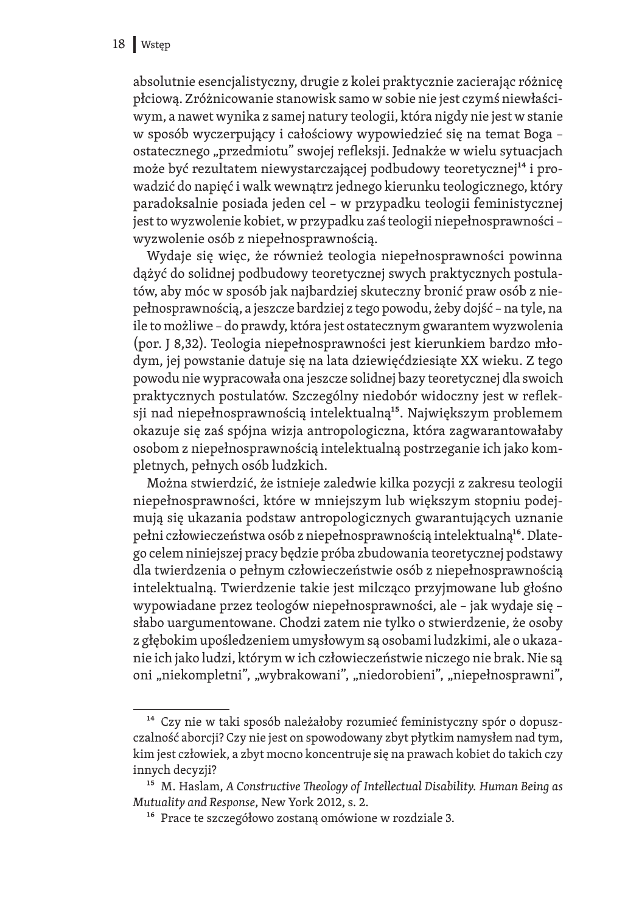absolutnie esencjalistyczny, drugie z kolei praktycznie zacierając różnicę płciową. Zróżnicowanie stanowisk samo w sobie nie jest czymś niewłaściwym, a nawet wynika z samej natury teologii, która nigdy nie jest w stanie w sposób wyczerpujący i całościowy wypowiedzieć się na temat Boga – ostatecznego „przedmiotu" swojej refleksji. Jednakże w wielu sytuacjach może być rezultatem niewystarczającej podbudowy teoretycznej[14] i prowadzić do napięć i walk wewnątrz jednego kierunku teologicznego, który paradoksalnie posiada jeden cel – w przypadku teologii feministycznej jest to wyzwolenie kobiet, w przypadku zaś teologii niepełnosprawności – wyzwolenie osób z niepełnosprawnością.

Wydaje się więc, że również teologia niepełnosprawności powinna dążyć do solidnej podbudowy teoretycznej swych praktycznych postulatów, aby móc w sposób jak najbardziej skuteczny bronić praw osób z niepełnosprawnością, a jeszcze bardziej z tego powodu, żeby dojść – na tyle, na ile to możliwe – do prawdy, która jest ostatecznym gwarantem wyzwolenia (por. J 8,32). Teologia niepełnosprawności jest kierunkiem bardzo młodym, jej powstanie datuje się na lata dziewięćdziesiąte XX wieku. Z tego powodu nie wypracowała ona jeszcze solidnej bazy teoretycznej dla swoich praktycznych postulatów. Szczególny niedobór widoczny jest w refleksji nad niepełnosprawnością intelektualną[15]. Największym problemem okazuje się zaś spójna wizja antropologiczna, która zagwarantowałaby osobom z niepełnosprawnością intelektualną postrzeganie ich jako kompletnych, pełnych osób ludzkich.

Można stwierdzić, że istnieje zaledwie kilka pozycji z zakresu teologii niepełnosprawności, które w mniejszym lub większym stopniu podejmują się ukazania podstaw antropologicznych gwarantujących uznanie pełni człowieczeństwa osób z niepełnosprawnością intelektualną[16]. Dlatego celem niniejszej pracy będzie próba zbudowania teoretycznej podstawy dla twierdzenia o pełnym człowieczeństwie osób z niepełnosprawnością intelektualną. Twierdzenie takie jest milcząco przyjmowane lub głośno wypowiadane przez teologów niepełnosprawności, ale – jak wydaje się – słabo uargumentowane. Chodzi zatem nie tylko o stwierdzenie, że osoby z głębokim upośledzeniem umysłowym są osobami ludzkimi, ale o ukazanie ich jako ludzi, którym w ich człowieczeństwie niczego nie brak. Nie są oni „niekompletni", „wybrakowani", „niedorobieni", „niepełnosprawni",

---

[14] Czy nie w taki sposób należałoby rozumieć feministyczny spór o dopuszczalność aborcji? Czy nie jest on spowodowany zbyt płytkim namysłem nad tym, kim jest człowiek, a zbyt mocno koncentruje się na prawach kobiet do takich czy innych decyzji?

[15] M. Haslam, *A Constructive Theology of Intellectual Disability. Human Being as Mutuality and Response*, New York 2012, s. 2.

[16] Prace te szczegółowo zostaną omówione w rozdziale 3.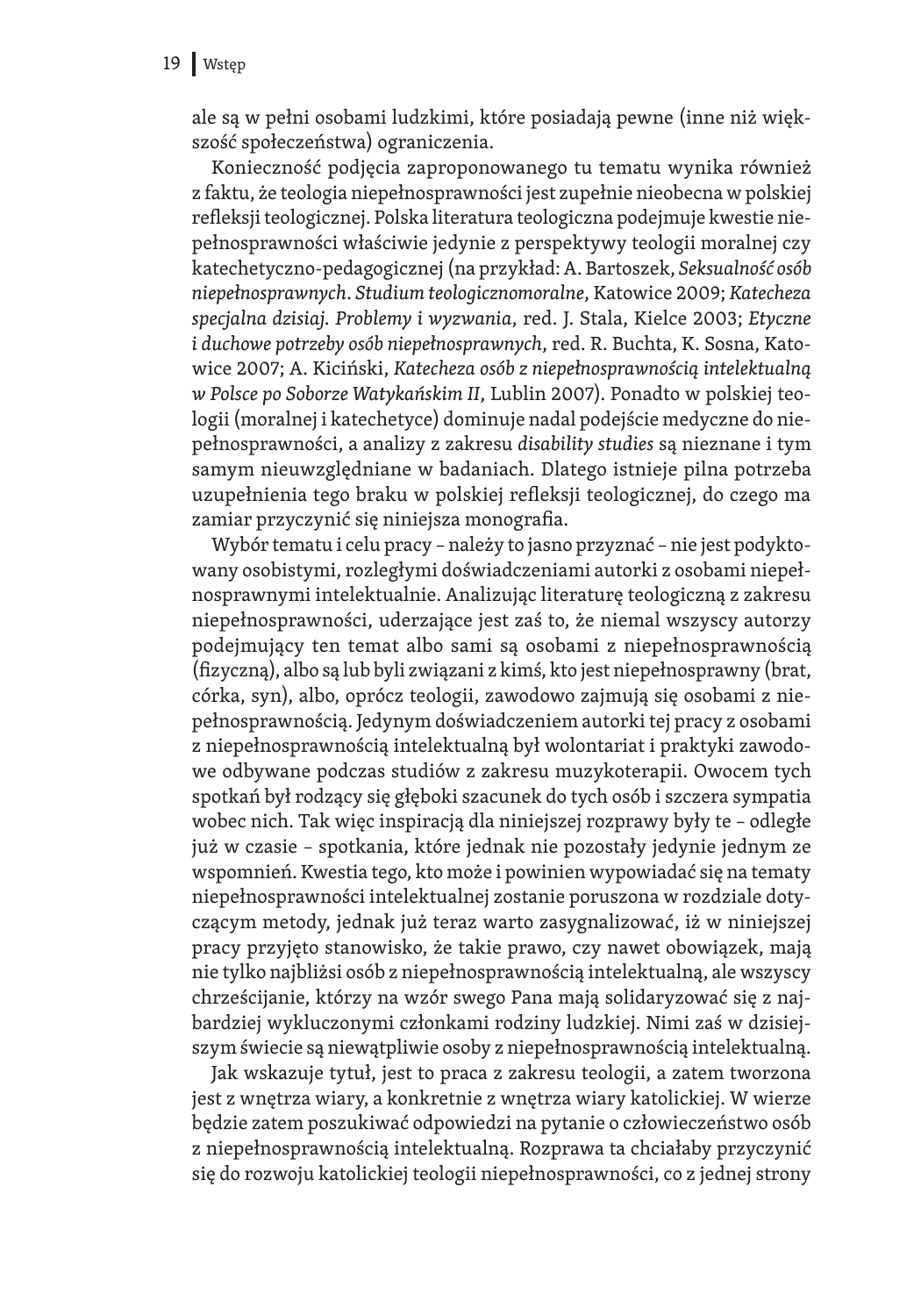ale są w pełni osobami ludzkimi, które posiadają pewne (inne niż większość społeczeństwa) ograniczenia.

Konieczność podjęcia zaproponowanego tu tematu wynika również z faktu, że teologia niepełnosprawności jest zupełnie nieobecna w polskiej refleksji teologicznej. Polska literatura teologiczna podejmuje kwestie niepełnosprawności właściwie jedynie z perspektywy teologii moralnej czy katechetyczno-pedagogicznej (na przykład: A. Bartoszek, *Seksualność osób niepełnosprawnych. Studium teologicznomoralne*, Katowice 2009; *Katecheza specjalna dzisiaj. Problemy i wyzwania*, red. J. Stala, Kielce 2003; *Etyczne i duchowe potrzeby osób niepełnosprawnych*, red. R. Buchta, K. Sosna, Katowice 2007; A. Kiciński, *Katecheza osób z niepełnosprawnością intelektualną w Polsce po Soborze Watykańskim II*, Lublin 2007). Ponadto w polskiej teologii (moralnej i katechetyce) dominuje nadal podejście medyczne do niepełnosprawności, a analizy z zakresu *disability studies* są nieznane i tym samym nieuwzględniane w badaniach. Dlatego istnieje pilna potrzeba uzupełnienia tego braku w polskiej refleksji teologicznej, do czego ma zamiar przyczynić się niniejsza monografia.

Wybór tematu i celu pracy – należy to jasno przyznać – nie jest podyktowany osobistymi, rozległymi doświadczeniami autorki z osobami niepełnosprawnymi intelektualnie. Analizując literaturę teologiczną z zakresu niepełnosprawności, uderzające jest zaś to, że niemal wszyscy autorzy podejmujący ten temat albo sami są osobami z niepełnosprawnością (fizyczną), albo są lub byli związani z kimś, kto jest niepełnosprawny (brat, córka, syn), albo, oprócz teologii, zawodowo zajmują się osobami z niepełnosprawnością. Jedynym doświadczeniem autorki tej pracy z osobami z niepełnosprawnością intelektualną był wolontariat i praktyki zawodowe odbywane podczas studiów z zakresu muzykoterapii. Owocem tych spotkań był rodzący się głęboki szacunek do tych osób i szczera sympatia wobec nich. Tak więc inspiracją dla niniejszej rozprawy były te – odległe już w czasie – spotkania, które jednak nie pozostały jedynie jednym ze wspomnień. Kwestia tego, kto może i powinien wypowiadać się na tematy niepełnosprawności intelektualnej zostanie poruszona w rozdziale dotyczącym metody, jednak już teraz warto zasygnalizować, iż w niniejszej pracy przyjęto stanowisko, że takie prawo, czy nawet obowiązek, mają nie tylko najbliżsi osób z niepełnosprawnością intelektualną, ale wszyscy chrześcijanie, którzy na wzór swego Pana mają solidaryzować się z najbardziej wykluczonymi członkami rodziny ludzkiej. Nimi zaś w dzisiejszym świecie są niewątpliwie osoby z niepełnosprawnością intelektualną.

Jak wskazuje tytuł, jest to praca z zakresu teologii, a zatem tworzona jest z wnętrza wiary, a konkretnie z wnętrza wiary katolickiej. W wierze będzie zatem poszukiwać odpowiedzi na pytanie o człowieczeństwo osób z niepełnosprawnością intelektualną. Rozprawa ta chciałaby przyczynić się do rozwoju katolickiej teologii niepełnosprawności, co z jednej strony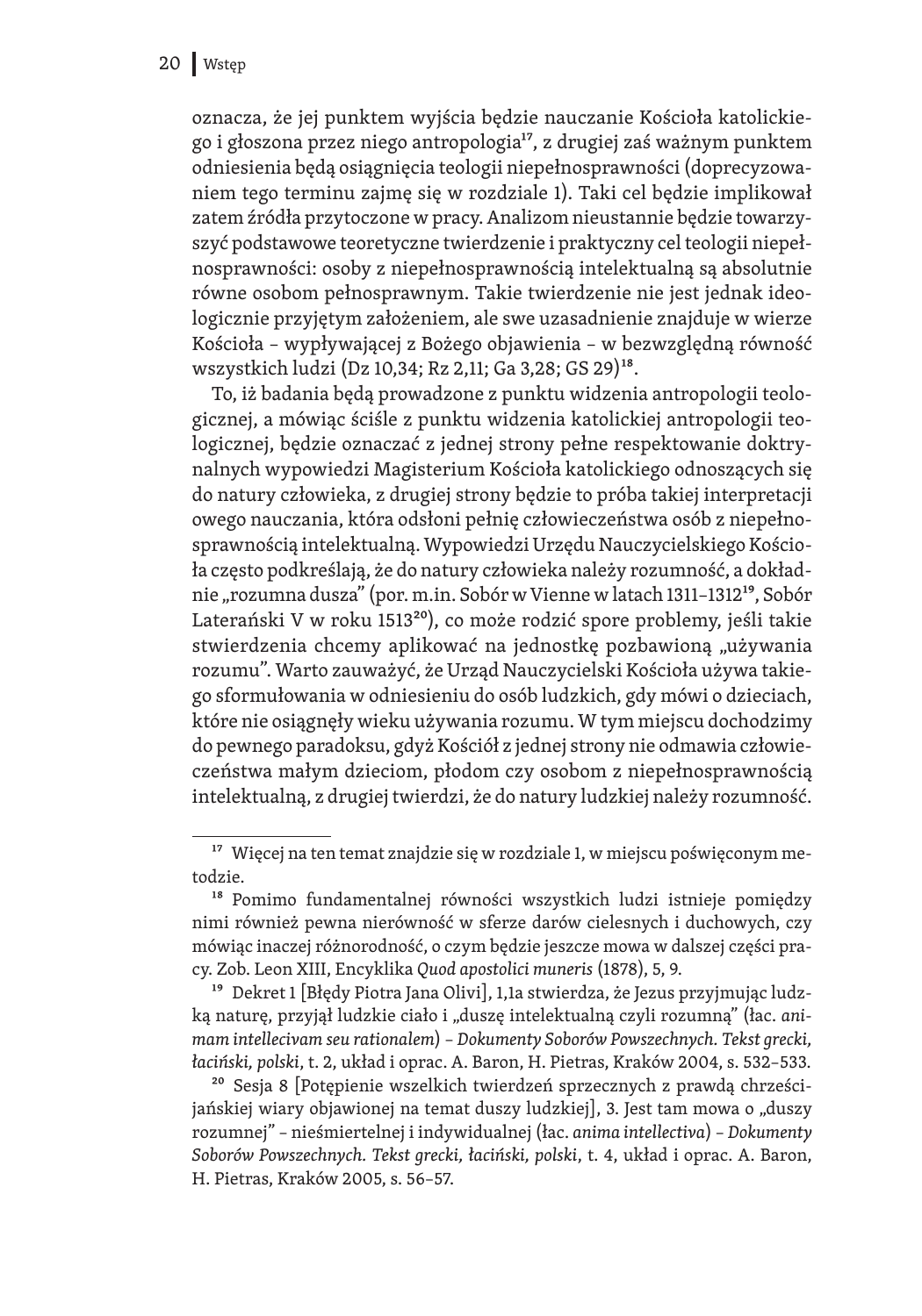oznacza, że jej punktem wyjścia będzie nauczanie Kościoła katolickiego i głoszona przez niego antropologia[17], z drugiej zaś ważnym punktem odniesienia będą osiągnięcia teologii niepełnosprawności (doprecyzowaniem tego terminu zajmę się w rozdziale 1). Taki cel będzie implikował zatem źródła przytoczone w pracy. Analizom nieustannie będzie towarzyszyć podstawowe teoretyczne twierdzenie i praktyczny cel teologii niepełnosprawności: osoby z niepełnosprawnością intelektualną są absolutnie równe osobom pełnosprawnym. Takie twierdzenie nie jest jednak ideologicznie przyjętym założeniem, ale swe uzasadnienie znajduje w wierze Kościoła – wypływającej z Bożego objawienia – w bezwzględną równość wszystkich ludzi (Dz 10,34; Rz 2,11; Ga 3,28; GS 29)[18].

To, iż badania będą prowadzone z punktu widzenia antropologii teologicznej, a mówiąc ściśle z punktu widzenia katolickiej antropologii teologicznej, będzie oznaczać z jednej strony pełne respektowanie doktrynalnych wypowiedzi Magisterium Kościoła katolickiego odnoszących się do natury człowieka, z drugiej strony będzie to próba takiej interpretacji owego nauczania, która odsłoni pełnię człowieczeństwa osób z niepełnosprawnością intelektualną. Wypowiedzi Urzędu Nauczycielskiego Kościoła często podkreślają, że do natury człowieka należy rozumność, a dokładnie „rozumna dusza" (por. m.in. Sobór w Vienne w latach 1311–1312[19], Sobór Laterański V w roku 1513[20]), co może rodzić spore problemy, jeśli takie stwierdzenia chcemy aplikować na jednostkę pozbawioną „używania rozumu". Warto zauważyć, że Urząd Nauczycielski Kościoła używa takiego sformułowania w odniesieniu do osób ludzkich, gdy mówi o dzieciach, które nie osiągnęły wieku używania rozumu. W tym miejscu dochodzimy do pewnego paradoksu, gdyż Kościół z jednej strony nie odmawia człowieczeństwa małym dzieciom, płodom czy osobom z niepełnosprawnością intelektualną, z drugiej twierdzi, że do natury ludzkiej należy rozumność.

---

[17] Więcej na ten temat znajdzie się w rozdziale 1, w miejscu poświęconym metodzie.

[18] Pomimo fundamentalnej równości wszystkich ludzi istnieje pomiędzy nimi również pewna nierówność w sferze darów cielesnych i duchowych, czy mówiąc inaczej różnorodność, o czym będzie jeszcze mowa w dalszej części pracy. Zob. Leon XIII, Encyklika *Quod apostolici muneris* (1878), 5, 9.

[19] Dekret 1 [Błędy Piotra Jana Olivi], 1,1a stwierdza, że Jezus przyjmując ludzką naturę, przyjął ludzkie ciało i „duszę intelektualną czyli rozumną" (łac. *animam intellecivam seu rationalem*) – *Dokumenty Soborów Powszechnych. Tekst grecki, łaciński, polski*, t. 2, układ i oprac. A. Baron, H. Pietras, Kraków 2004, s. 532–533.

[20] Sesja 8 [Potępienie wszelkich twierdzeń sprzecznych z prawdą chrześcijańskiej wiary objawionej na temat duszy ludzkiej], 3. Jest tam mowa o „duszy rozumnej" – nieśmiertelnej i indywidualnej (łac. *anima intellectiva*) – *Dokumenty Soborów Powszechnych. Tekst grecki, łaciński, polski*, t. 4, układ i oprac. A. Baron, H. Pietras, Kraków 2005, s. 56–57.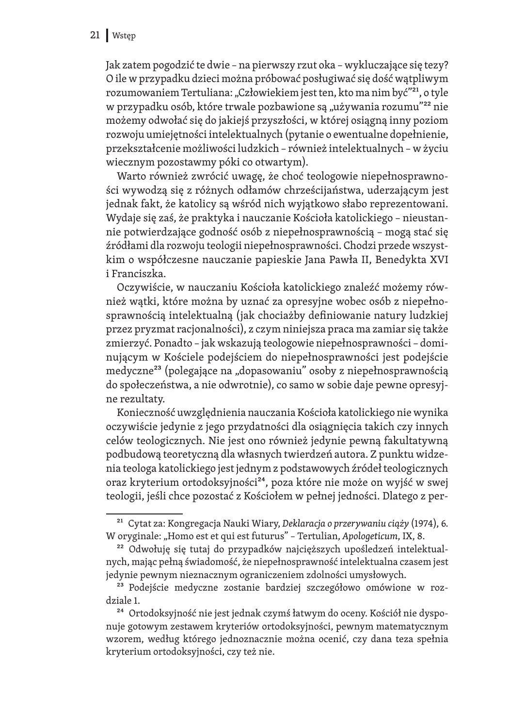Jak zatem pogodzić te dwie – na pierwszy rzut oka – wykluczające się tezy? O ile w przypadku dzieci można próbować posługiwać się dość wątpliwym rozumowaniem Tertuliana: „Człowiekiem jest ten, kto ma nim być”[21], o tyle w przypadku osób, które trwale pozbawione są „używania rozumu”[22] nie możemy odwołać się do jakiejś przyszłości, w której osiągną inny poziom rozwoju umiejętności intelektualnych (pytanie o ewentualne dopełnienie, przekształcenie możliwości ludzkich – również intelektualnych – w życiu wiecznym pozostawmy póki co otwartym).

Warto również zwrócić uwagę, że choć teologowie niepełnosprawności wywodzą się z różnych odłamów chrześcijaństwa, uderzającym jest jednak fakt, że katolicy są wśród nich wyjątkowo słabo reprezentowani. Wydaje się zaś, że praktyka i nauczanie Kościoła katolickiego – nieustannie potwierdzające godność osób z niepełnosprawnością – mogą stać się źródłami dla rozwoju teologii niepełnosprawności. Chodzi przede wszystkim o współczesne nauczanie papieskie Jana Pawła II, Benedykta XVI i Franciszka.

Oczywiście, w nauczaniu Kościoła katolickiego znaleźć możemy również wątki, które można by uznać za opresyjne wobec osób z niepełnosprawnością intelektualną (jak chociażby definiowanie natury ludzkiej przez pryzmat racjonalności), z czym niniejsza praca ma zamiar się także zmierzyć. Ponadto – jak wskazują teologowie niepełnosprawności – dominującym w Kościele podejściem do niepełnosprawności jest podejście medyczne[23] (polegające na „dopasowaniu” osoby z niepełnosprawnością do społeczeństwa, a nie odwrotnie), co samo w sobie daje pewne opresyjne rezultaty.

Konieczność uwzględnienia nauczania Kościoła katolickiego nie wynika oczywiście jedynie z jego przydatności dla osiągnięcia takich czy innych celów teologicznych. Nie jest ono również jedynie pewną fakultatywną podbudową teoretyczną dla własnych twierdzeń autora. Z punktu widzenia teologa katolickiego jest jednym z podstawowych źródeł teologicznych oraz kryterium ortodoksyjności[24], poza które nie może on wyjść w swej teologii, jeśli chce pozostać z Kościołem w pełnej jedności. Dlatego z per-

---

[21] Cytat za: Kongregacja Nauki Wiary, *Deklaracja o przerywaniu ciąży* (1974), 6. W oryginale: „Homo est et qui est futurus” – Tertulian, *Apologeticum*, IX, 8.

[22] Odwołuję się tutaj do przypadków najcięższych upośledzeń intelektualnych, mając pełną świadomość, że niepełnosprawność intelektualna czasem jest jedynie pewnym nieznacznym ograniczeniem zdolności umysłowych.

[23] Podejście medyczne zostanie bardziej szczegółowo omówione w rozdziale 1.

[24] Ortodoksyjność nie jest jednak czymś łatwym do oceny. Kościół nie dysponuje gotowym zestawem kryteriów ortodoksyjności, pewnym matematycznym wzorem, według którego jednoznacznie można ocenić, czy dana teza spełnia kryterium ortodoksyjności, czy też nie.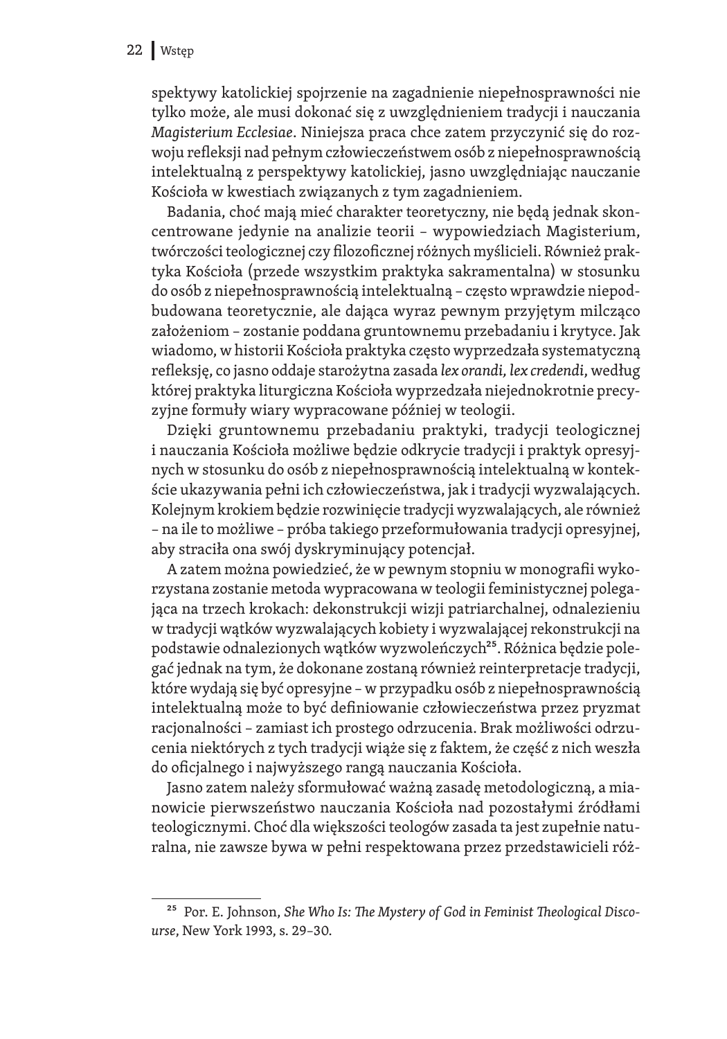spektywy katolickiej spojrzenie na zagadnienie niepełnosprawności nie tylko może, ale musi dokonać się z uwzględnieniem tradycji i nauczania *Magisterium Ecclesiae*. Niniejsza praca chce zatem przyczynić się do rozwoju refleksji nad pełnym człowieczeństwem osób z niepełnosprawnością intelektualną z perspektywy katolickiej, jasno uwzględniając nauczanie Kościoła w kwestiach związanych z tym zagadnieniem.

Badania, choć mają mieć charakter teoretyczny, nie będą jednak skoncentrowane jedynie na analizie teorii – wypowiedziach Magisterium, twórczości teologicznej czy filozoficznej różnych myślicieli. Również praktyka Kościoła (przede wszystkim praktyka sakramentalna) w stosunku do osób z niepełnosprawnością intelektualną – często wprawdzie niepodbudowana teoretycznie, ale dająca wyraz pewnym przyjętym milcząco założeniom – zostanie poddana gruntownemu przebadaniu i krytyce. Jak wiadomo, w historii Kościoła praktyka często wyprzedzała systematyczną refleksję, co jasno oddaje starożytna zasada *lex orandi, lex credendi*, według której praktyka liturgiczna Kościoła wyprzedzała niejednokrotnie precyzyjne formuły wiary wypracowane później w teologii.

Dzięki gruntownemu przebadaniu praktyki, tradycji teologicznej i nauczania Kościoła możliwe będzie odkrycie tradycji i praktyk opresyjnych w stosunku do osób z niepełnosprawnością intelektualną w kontekście ukazywania pełni ich człowieczeństwa, jak i tradycji wyzwalających. Kolejnym krokiem będzie rozwinięcie tradycji wyzwalających, ale również – na ile to możliwe – próba takiego przeformułowania tradycji opresyjnej, aby straciła ona swój dyskryminujący potencjał.

A zatem można powiedzieć, że w pewnym stopniu w monografii wykorzystana zostanie metoda wypracowana w teologii feministycznej polegająca na trzech krokach: dekonstrukcji wizji patriarchalnej, odnalezieniu w tradycji wątków wyzwalających kobiety i wyzwalającej rekonstrukcji na podstawie odnalezionych wątków wyzwoleńczych[25]. Różnica będzie polegać jednak na tym, że dokonane zostaną również reinterpretacje tradycji, które wydają się być opresyjne – w przypadku osób z niepełnosprawnością intelektualną może to być definiowanie człowieczeństwa przez pryzmat racjonalności – zamiast ich prostego odrzucenia. Brak możliwości odrzucenia niektórych z tych tradycji wiąże się z faktem, że część z nich weszła do oficjalnego i najwyższego rangą nauczania Kościoła.

Jasno zatem należy sformułować ważną zasadę metodologiczną, a mianowicie pierwszeństwo nauczania Kościoła nad pozostałymi źródłami teologicznymi. Choć dla większości teologów zasada ta jest zupełnie naturalna, nie zawsze bywa w pełni respektowana przez przedstawicieli róż-

---

[25] Por. E. Johnson, *She Who Is: The Mystery of God in Feminist Theological Discourse*, New York 1993, s. 29–30.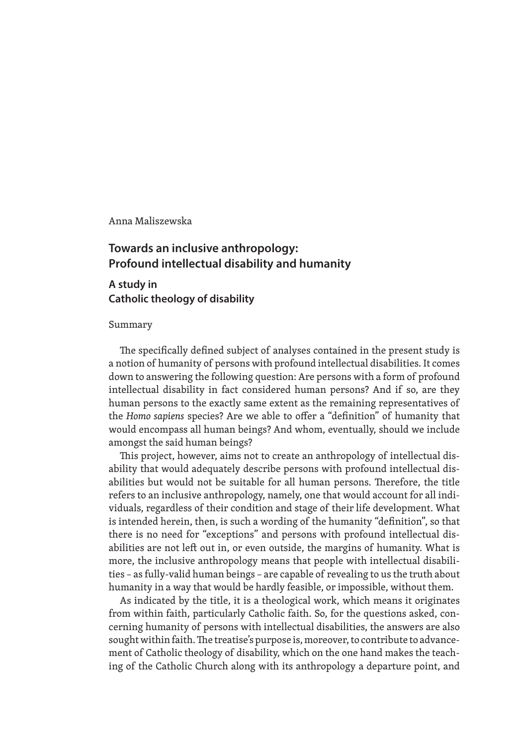Anna Maliszewska

## Towards an inclusive anthropology: Profound intellectual disability and humanity

### A study in Catholic theology of disability

Summary

The specifically defined subject of analyses contained in the present study is a notion of humanity of persons with profound intellectual disabilities. It comes down to answering the following question: Are persons with a form of profound intellectual disability in fact considered human persons? And if so, are they human persons to the exactly same extent as the remaining representatives of the *Homo sapiens* species? Are we able to offer a "definition" of humanity that would encompass all human beings? And whom, eventually, should we include amongst the said human beings?

This project, however, aims not to create an anthropology of intellectual disability that would adequately describe persons with profound intellectual disabilities but would not be suitable for all human persons. Therefore, the title refers to an inclusive anthropology, namely, one that would account for all individuals, regardless of their condition and stage of their life development. What is intended herein, then, is such a wording of the humanity "definition", so that there is no need for "exceptions" and persons with profound intellectual disabilities are not left out in, or even outside, the margins of humanity. What is more, the inclusive anthropology means that people with intellectual disabilities – as fully-valid human beings – are capable of revealing to us the truth about humanity in a way that would be hardly feasible, or impossible, without them.

As indicated by the title, it is a theological work, which means it originates from within faith, particularly Catholic faith. So, for the questions asked, concerning humanity of persons with intellectual disabilities, the answers are also sought within faith. The treatise's purpose is, moreover, to contribute to advancement of Catholic theology of disability, which on the one hand makes the teaching of the Catholic Church along with its anthropology a departure point, and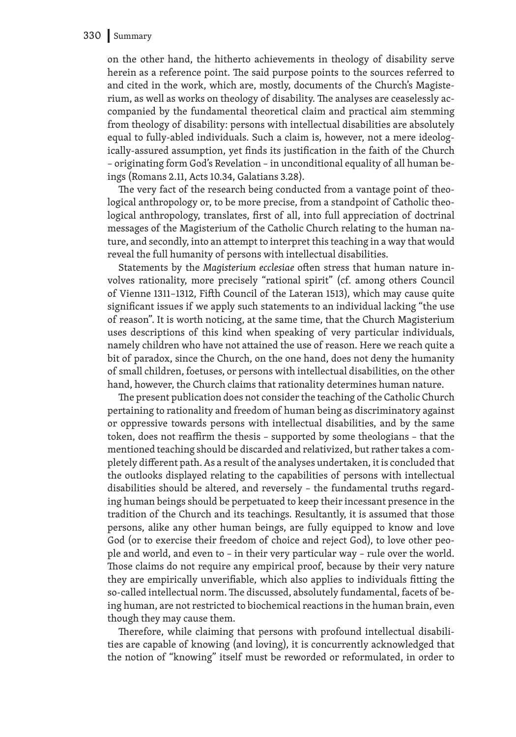on the other hand, the hitherto achievements in theology of disability serve herein as a reference point. The said purpose points to the sources referred to and cited in the work, which are, mostly, documents of the Church's Magisterium, as well as works on theology of disability. The analyses are ceaselessly accompanied by the fundamental theoretical claim and practical aim stemming from theology of disability: persons with intellectual disabilities are absolutely equal to fully-abled individuals. Such a claim is, however, not a mere ideologically-assured assumption, yet finds its justification in the faith of the Church – originating form God's Revelation – in unconditional equality of all human beings (Romans 2.11, Acts 10.34, Galatians 3.28).

The very fact of the research being conducted from a vantage point of theological anthropology or, to be more precise, from a standpoint of Catholic theological anthropology, translates, first of all, into full appreciation of doctrinal messages of the Magisterium of the Catholic Church relating to the human nature, and secondly, into an attempt to interpret this teaching in a way that would reveal the full humanity of persons with intellectual disabilities.

Statements by the *Magisterium ecclesiae* often stress that human nature involves rationality, more precisely "rational spirit" (cf. among others Council of Vienne 1311–1312, Fifth Council of the Lateran 1513), which may cause quite significant issues if we apply such statements to an individual lacking "the use of reason". It is worth noticing, at the same time, that the Church Magisterium uses descriptions of this kind when speaking of very particular individuals, namely children who have not attained the use of reason. Here we reach quite a bit of paradox, since the Church, on the one hand, does not deny the humanity of small children, foetuses, or persons with intellectual disabilities, on the other hand, however, the Church claims that rationality determines human nature.

The present publication does not consider the teaching of the Catholic Church pertaining to rationality and freedom of human being as discriminatory against or oppressive towards persons with intellectual disabilities, and by the same token, does not reaffirm the thesis – supported by some theologians – that the mentioned teaching should be discarded and relativized, but rather takes a completely different path. As a result of the analyses undertaken, it is concluded that the outlooks displayed relating to the capabilities of persons with intellectual disabilities should be altered, and reversely – the fundamental truths regarding human beings should be perpetuated to keep their incessant presence in the tradition of the Church and its teachings. Resultantly, it is assumed that those persons, alike any other human beings, are fully equipped to know and love God (or to exercise their freedom of choice and reject God), to love other people and world, and even to – in their very particular way – rule over the world. Those claims do not require any empirical proof, because by their very nature they are empirically unverifiable, which also applies to individuals fitting the so-called intellectual norm. The discussed, absolutely fundamental, facets of being human, are not restricted to biochemical reactions in the human brain, even though they may cause them.

Therefore, while claiming that persons with profound intellectual disabilities are capable of knowing (and loving), it is concurrently acknowledged that the notion of "knowing" itself must be reworded or reformulated, in order to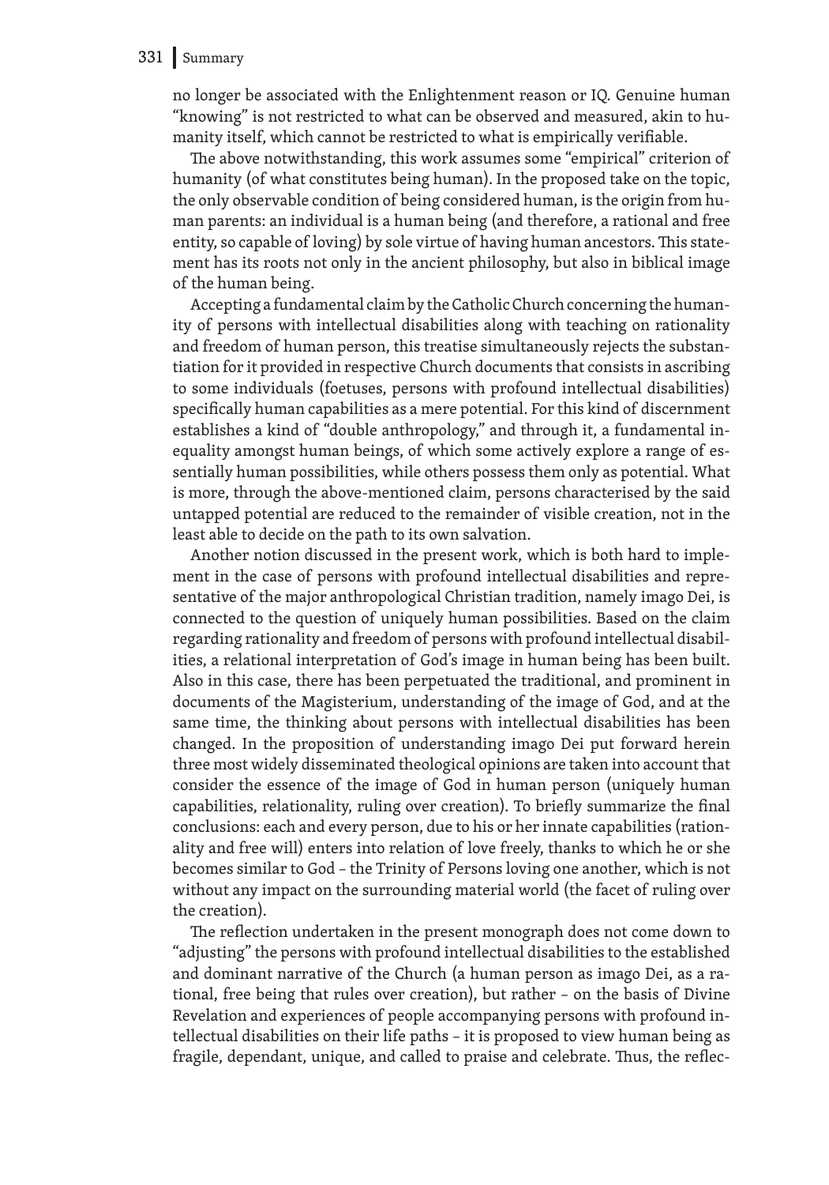no longer be associated with the Enlightenment reason or IQ. Genuine human "knowing" is not restricted to what can be observed and measured, akin to humanity itself, which cannot be restricted to what is empirically verifiable.

The above notwithstanding, this work assumes some "empirical" criterion of humanity (of what constitutes being human). In the proposed take on the topic, the only observable condition of being considered human, is the origin from human parents: an individual is a human being (and therefore, a rational and free entity, so capable of loving) by sole virtue of having human ancestors. This statement has its roots not only in the ancient philosophy, but also in biblical image of the human being.

Accepting a fundamental claim by the Catholic Church concerning the humanity of persons with intellectual disabilities along with teaching on rationality and freedom of human person, this treatise simultaneously rejects the substantiation for it provided in respective Church documents that consists in ascribing to some individuals (foetuses, persons with profound intellectual disabilities) specifically human capabilities as a mere potential. For this kind of discernment establishes a kind of "double anthropology," and through it, a fundamental inequality amongst human beings, of which some actively explore a range of essentially human possibilities, while others possess them only as potential. What is more, through the above-mentioned claim, persons characterised by the said untapped potential are reduced to the remainder of visible creation, not in the least able to decide on the path to its own salvation.

Another notion discussed in the present work, which is both hard to implement in the case of persons with profound intellectual disabilities and representative of the major anthropological Christian tradition, namely imago Dei, is connected to the question of uniquely human possibilities. Based on the claim regarding rationality and freedom of persons with profound intellectual disabilities, a relational interpretation of God's image in human being has been built. Also in this case, there has been perpetuated the traditional, and prominent in documents of the Magisterium, understanding of the image of God, and at the same time, the thinking about persons with intellectual disabilities has been changed. In the proposition of understanding imago Dei put forward herein three most widely disseminated theological opinions are taken into account that consider the essence of the image of God in human person (uniquely human capabilities, relationality, ruling over creation). To briefly summarize the final conclusions: each and every person, due to his or her innate capabilities (rationality and free will) enters into relation of love freely, thanks to which he or she becomes similar to God – the Trinity of Persons loving one another, which is not without any impact on the surrounding material world (the facet of ruling over the creation).

The reflection undertaken in the present monograph does not come down to "adjusting" the persons with profound intellectual disabilities to the established and dominant narrative of the Church (a human person as imago Dei, as a rational, free being that rules over creation), but rather – on the basis of Divine Revelation and experiences of people accompanying persons with profound intellectual disabilities on their life paths – it is proposed to view human being as fragile, dependant, unique, and called to praise and celebrate. Thus, the reflec-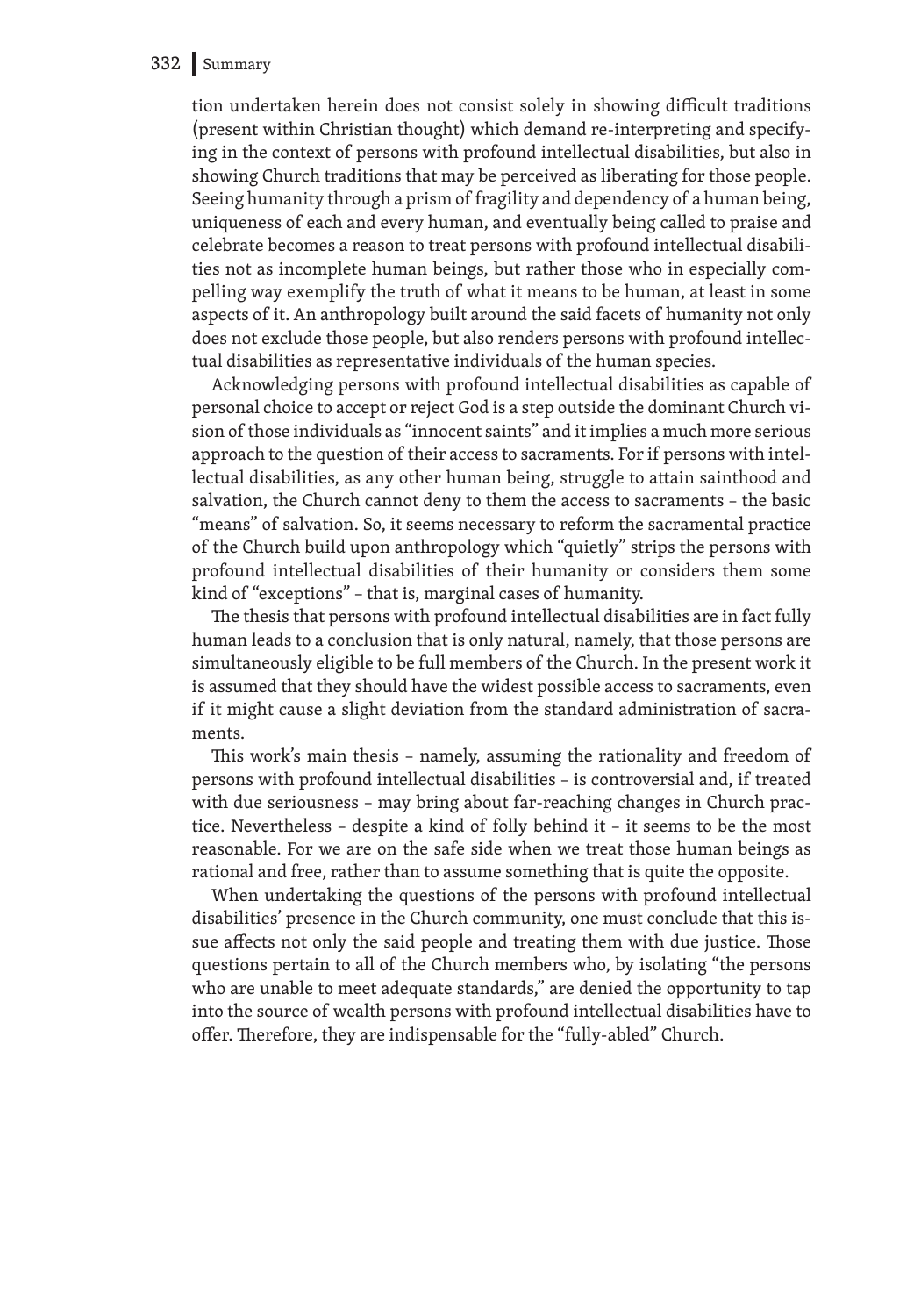tion undertaken herein does not consist solely in showing difficult traditions (present within Christian thought) which demand re-interpreting and specifying in the context of persons with profound intellectual disabilities, but also in showing Church traditions that may be perceived as liberating for those people. Seeing humanity through a prism of fragility and dependency of a human being, uniqueness of each and every human, and eventually being called to praise and celebrate becomes a reason to treat persons with profound intellectual disabilities not as incomplete human beings, but rather those who in especially compelling way exemplify the truth of what it means to be human, at least in some aspects of it. An anthropology built around the said facets of humanity not only does not exclude those people, but also renders persons with profound intellectual disabilities as representative individuals of the human species.

Acknowledging persons with profound intellectual disabilities as capable of personal choice to accept or reject God is a step outside the dominant Church vision of those individuals as "innocent saints" and it implies a much more serious approach to the question of their access to sacraments. For if persons with intellectual disabilities, as any other human being, struggle to attain sainthood and salvation, the Church cannot deny to them the access to sacraments – the basic "means" of salvation. So, it seems necessary to reform the sacramental practice of the Church build upon anthropology which "quietly" strips the persons with profound intellectual disabilities of their humanity or considers them some kind of "exceptions" – that is, marginal cases of humanity.

The thesis that persons with profound intellectual disabilities are in fact fully human leads to a conclusion that is only natural, namely, that those persons are simultaneously eligible to be full members of the Church. In the present work it is assumed that they should have the widest possible access to sacraments, even if it might cause a slight deviation from the standard administration of sacraments.

This work's main thesis – namely, assuming the rationality and freedom of persons with profound intellectual disabilities – is controversial and, if treated with due seriousness – may bring about far-reaching changes in Church practice. Nevertheless – despite a kind of folly behind it – it seems to be the most reasonable. For we are on the safe side when we treat those human beings as rational and free, rather than to assume something that is quite the opposite.

When undertaking the questions of the persons with profound intellectual disabilities' presence in the Church community, one must conclude that this issue affects not only the said people and treating them with due justice. Those questions pertain to all of the Church members who, by isolating "the persons who are unable to meet adequate standards," are denied the opportunity to tap into the source of wealth persons with profound intellectual disabilities have to offer. Therefore, they are indispensable for the "fully-abled" Church.